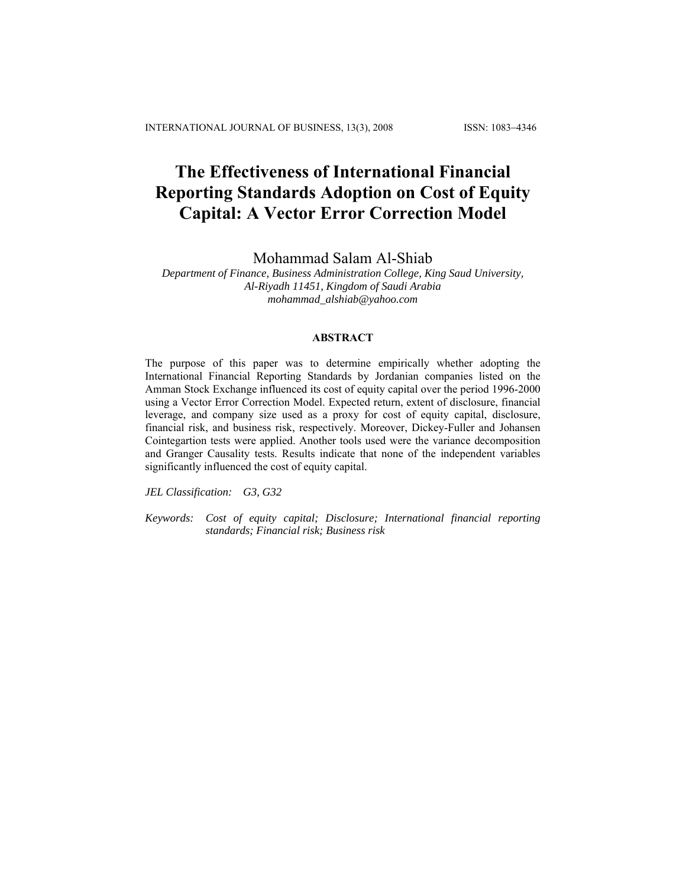# The Effectiveness of International Financial Reporting Standards Adoption on Cost of Equity Capital: A Vector Error Correction Model

Mohammad Salam Al-Shiab

*Department of Finance, Business Administration College, King Saud University, Al-Riyadh 11451, Kingdom of Saudi Arabia*
*mohammad_alshiab@yahoo.com*

## ABSTRACT

The purpose of this paper was to determine empirically whether adopting the International Financial Reporting Standards by Jordanian companies listed on the Amman Stock Exchange influenced its cost of equity capital over the period 1996-2000 using a Vector Error Correction Model. Expected return, extent of disclosure, financial leverage, and company size used as a proxy for cost of equity capital, disclosure, financial risk, and business risk, respectively. Moreover, Dickey-Fuller and Johansen Cointegartion tests were applied. Another tools used were the variance decomposition and Granger Causality tests. Results indicate that none of the independent variables significantly influenced the cost of equity capital.

*JEL Classification:* *G3, G32*

*Keywords:* *Cost of equity capital; Disclosure; International financial reporting standards; Financial risk; Business risk*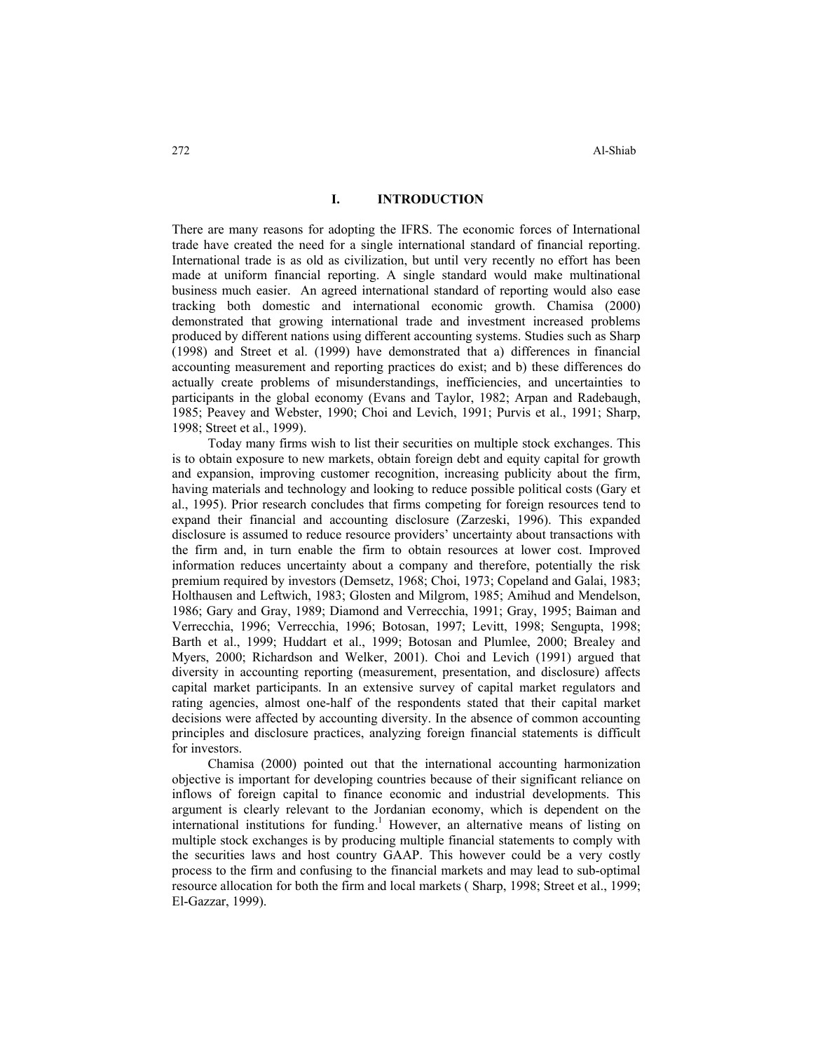## I. INTRODUCTION

There are many reasons for adopting the IFRS. The economic forces of International trade have created the need for a single international standard of financial reporting. International trade is as old as civilization, but until very recently no effort has been made at uniform financial reporting. A single standard would make multinational business much easier. An agreed international standard of reporting would also ease tracking both domestic and international economic growth. Chamisa (2000) demonstrated that growing international trade and investment increased problems produced by different nations using different accounting systems. Studies such as Sharp (1998) and Street et al. (1999) have demonstrated that a) differences in financial accounting measurement and reporting practices do exist; and b) these differences do actually create problems of misunderstandings, inefficiencies, and uncertainties to participants in the global economy (Evans and Taylor, 1982; Arpan and Radebaugh, 1985; Peavey and Webster, 1990; Choi and Levich, 1991; Purvis et al., 1991; Sharp, 1998; Street et al., 1999).

Today many firms wish to list their securities on multiple stock exchanges. This is to obtain exposure to new markets, obtain foreign debt and equity capital for growth and expansion, improving customer recognition, increasing publicity about the firm, having materials and technology and looking to reduce possible political costs (Gary et al., 1995). Prior research concludes that firms competing for foreign resources tend to expand their financial and accounting disclosure (Zarzeski, 1996). This expanded disclosure is assumed to reduce resource providers' uncertainty about transactions with the firm and, in turn enable the firm to obtain resources at lower cost. Improved information reduces uncertainty about a company and therefore, potentially the risk premium required by investors (Demsetz, 1968; Choi, 1973; Copeland and Galai, 1983; Holthausen and Leftwich, 1983; Glosten and Milgrom, 1985; Amihud and Mendelson, 1986; Gary and Gray, 1989; Diamond and Verrecchia, 1991; Gray, 1995; Baiman and Verrecchia, 1996; Verrecchia, 1996; Botosan, 1997; Levitt, 1998; Sengupta, 1998; Barth et al., 1999; Huddart et al., 1999; Botosan and Plumlee, 2000; Brealey and Myers, 2000; Richardson and Welker, 2001). Choi and Levich (1991) argued that diversity in accounting reporting (measurement, presentation, and disclosure) affects capital market participants. In an extensive survey of capital market regulators and rating agencies, almost one-half of the respondents stated that their capital market decisions were affected by accounting diversity. In the absence of common accounting principles and disclosure practices, analyzing foreign financial statements is difficult for investors.

Chamisa (2000) pointed out that the international accounting harmonization objective is important for developing countries because of their significant reliance on inflows of foreign capital to finance economic and industrial developments. This argument is clearly relevant to the Jordanian economy, which is dependent on the international institutions for funding.[1] However, an alternative means of listing on multiple stock exchanges is by producing multiple financial statements to comply with the securities laws and host country GAAP. This however could be a very costly process to the firm and confusing to the financial markets and may lead to sub-optimal resource allocation for both the firm and local markets ( Sharp, 1998; Street et al., 1999; El-Gazzar, 1999).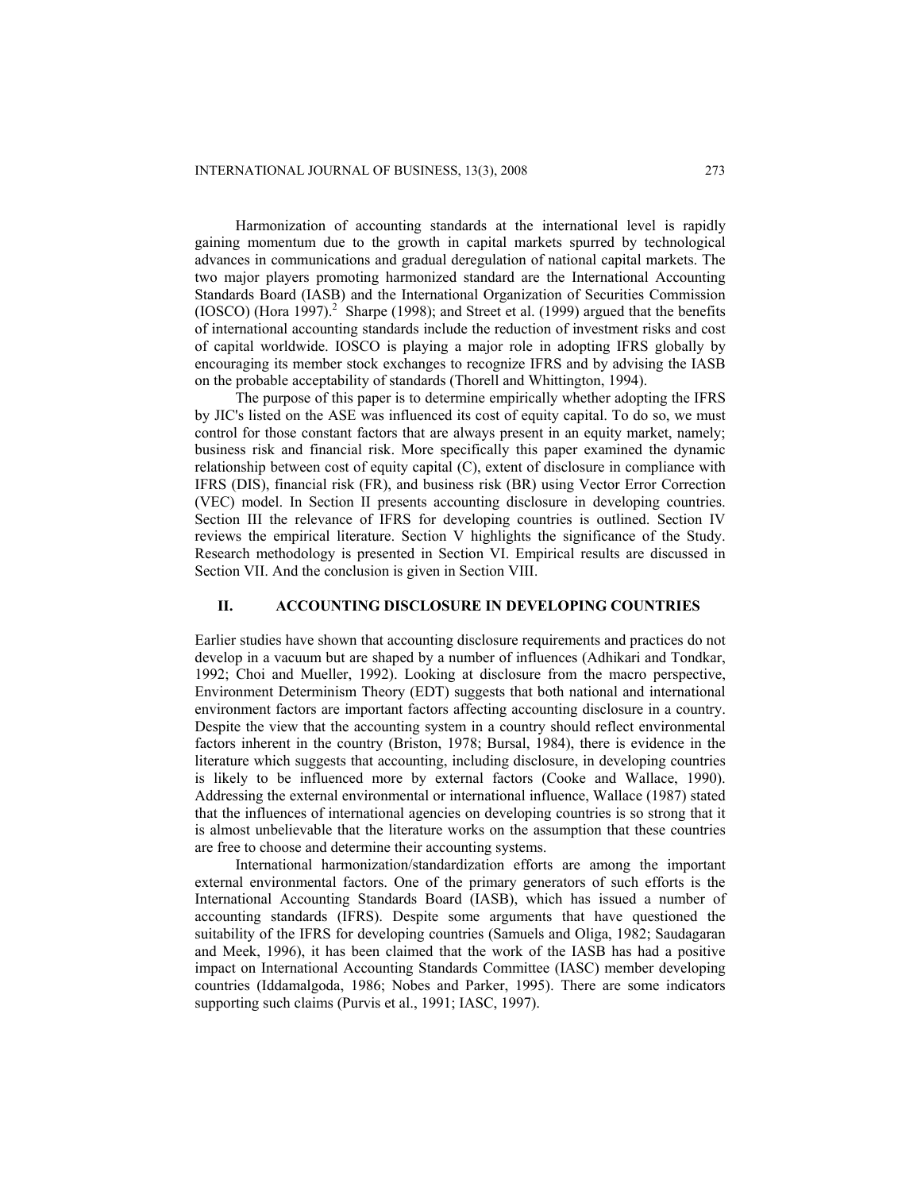Harmonization of accounting standards at the international level is rapidly gaining momentum due to the growth in capital markets spurred by technological advances in communications and gradual deregulation of national capital markets. The two major players promoting harmonized standard are the International Accounting Standards Board (IASB) and the International Organization of Securities Commission (IOSCO) (Hora 1997).[2] Sharpe (1998); and Street et al. (1999) argued that the benefits of international accounting standards include the reduction of investment risks and cost of capital worldwide. IOSCO is playing a major role in adopting IFRS globally by encouraging its member stock exchanges to recognize IFRS and by advising the IASB on the probable acceptability of standards (Thorell and Whittington, 1994).

The purpose of this paper is to determine empirically whether adopting the IFRS by JIC's listed on the ASE was influenced its cost of equity capital. To do so, we must control for those constant factors that are always present in an equity market, namely; business risk and financial risk. More specifically this paper examined the dynamic relationship between cost of equity capital (C), extent of disclosure in compliance with IFRS (DIS), financial risk (FR), and business risk (BR) using Vector Error Correction (VEC) model. In Section II presents accounting disclosure in developing countries. Section III the relevance of IFRS for developing countries is outlined. Section IV reviews the empirical literature. Section V highlights the significance of the Study. Research methodology is presented in Section VI. Empirical results are discussed in Section VII. And the conclusion is given in Section VIII.

## II. ACCOUNTING DISCLOSURE IN DEVELOPING COUNTRIES

Earlier studies have shown that accounting disclosure requirements and practices do not develop in a vacuum but are shaped by a number of influences (Adhikari and Tondkar, 1992; Choi and Mueller, 1992). Looking at disclosure from the macro perspective, Environment Determinism Theory (EDT) suggests that both national and international environment factors are important factors affecting accounting disclosure in a country. Despite the view that the accounting system in a country should reflect environmental factors inherent in the country (Briston, 1978; Bursal, 1984), there is evidence in the literature which suggests that accounting, including disclosure, in developing countries is likely to be influenced more by external factors (Cooke and Wallace, 1990). Addressing the external environmental or international influence, Wallace (1987) stated that the influences of international agencies on developing countries is so strong that it is almost unbelievable that the literature works on the assumption that these countries are free to choose and determine their accounting systems.

International harmonization/standardization efforts are among the important external environmental factors. One of the primary generators of such efforts is the International Accounting Standards Board (IASB), which has issued a number of accounting standards (IFRS). Despite some arguments that have questioned the suitability of the IFRS for developing countries (Samuels and Oliga, 1982; Saudagaran and Meek, 1996), it has been claimed that the work of the IASB has had a positive impact on International Accounting Standards Committee (IASC) member developing countries (Iddamalgoda, 1986; Nobes and Parker, 1995). There are some indicators supporting such claims (Purvis et al., 1991; IASC, 1997).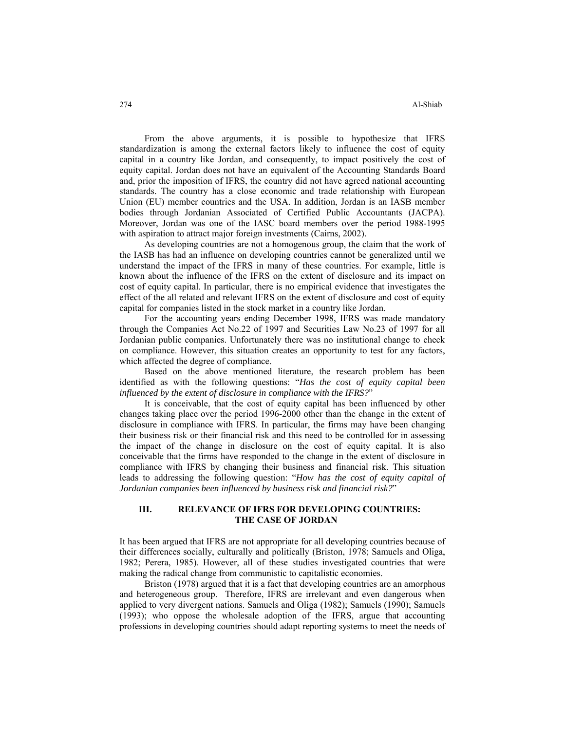From the above arguments, it is possible to hypothesize that IFRS standardization is among the external factors likely to influence the cost of equity capital in a country like Jordan, and consequently, to impact positively the cost of equity capital. Jordan does not have an equivalent of the Accounting Standards Board and, prior the imposition of IFRS, the country did not have agreed national accounting standards. The country has a close economic and trade relationship with European Union (EU) member countries and the USA. In addition, Jordan is an IASB member bodies through Jordanian Associated of Certified Public Accountants (JACPA). Moreover, Jordan was one of the IASC board members over the period 1988-1995 with aspiration to attract major foreign investments (Cairns, 2002).

As developing countries are not a homogenous group, the claim that the work of the IASB has had an influence on developing countries cannot be generalized until we understand the impact of the IFRS in many of these countries. For example, little is known about the influence of the IFRS on the extent of disclosure and its impact on cost of equity capital. In particular, there is no empirical evidence that investigates the effect of the all related and relevant IFRS on the extent of disclosure and cost of equity capital for companies listed in the stock market in a country like Jordan.

For the accounting years ending December 1998, IFRS was made mandatory through the Companies Act No.22 of 1997 and Securities Law No.23 of 1997 for all Jordanian public companies. Unfortunately there was no institutional change to check on compliance. However, this situation creates an opportunity to test for any factors, which affected the degree of compliance.

Based on the above mentioned literature, the research problem has been identified as with the following questions: "*Has the cost of equity capital been influenced by the extent of disclosure in compliance with the IFRS?*"

It is conceivable, that the cost of equity capital has been influenced by other changes taking place over the period 1996-2000 other than the change in the extent of disclosure in compliance with IFRS. In particular, the firms may have been changing their business risk or their financial risk and this need to be controlled for in assessing the impact of the change in disclosure on the cost of equity capital. It is also conceivable that the firms have responded to the change in the extent of disclosure in compliance with IFRS by changing their business and financial risk. This situation leads to addressing the following question: "*How has the cost of equity capital of Jordanian companies been influenced by business risk and financial risk?*"

## III. RELEVANCE OF IFRS FOR DEVELOPING COUNTRIES: THE CASE OF JORDAN

It has been argued that IFRS are not appropriate for all developing countries because of their differences socially, culturally and politically (Briston, 1978; Samuels and Oliga, 1982; Perera, 1985). However, all of these studies investigated countries that were making the radical change from communistic to capitalistic economies.

Briston (1978) argued that it is a fact that developing countries are an amorphous and heterogeneous group. Therefore, IFRS are irrelevant and even dangerous when applied to very divergent nations. Samuels and Oliga (1982); Samuels (1990); Samuels (1993); who oppose the wholesale adoption of the IFRS, argue that accounting professions in developing countries should adapt reporting systems to meet the needs of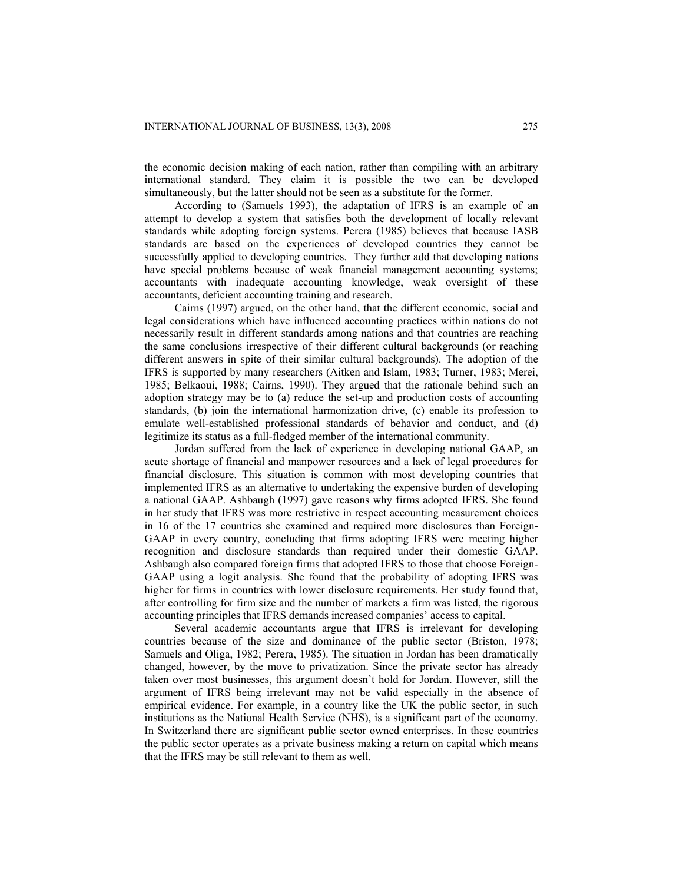the economic decision making of each nation, rather than compiling with an arbitrary international standard. They claim it is possible the two can be developed simultaneously, but the latter should not be seen as a substitute for the former.

According to (Samuels 1993), the adaptation of IFRS is an example of an attempt to develop a system that satisfies both the development of locally relevant standards while adopting foreign systems. Perera (1985) believes that because IASB standards are based on the experiences of developed countries they cannot be successfully applied to developing countries. They further add that developing nations have special problems because of weak financial management accounting systems; accountants with inadequate accounting knowledge, weak oversight of these accountants, deficient accounting training and research.

Cairns (1997) argued, on the other hand, that the different economic, social and legal considerations which have influenced accounting practices within nations do not necessarily result in different standards among nations and that countries are reaching the same conclusions irrespective of their different cultural backgrounds (or reaching different answers in spite of their similar cultural backgrounds). The adoption of the IFRS is supported by many researchers (Aitken and Islam, 1983; Turner, 1983; Merei, 1985; Belkaoui, 1988; Cairns, 1990). They argued that the rationale behind such an adoption strategy may be to (a) reduce the set-up and production costs of accounting standards, (b) join the international harmonization drive, (c) enable its profession to emulate well-established professional standards of behavior and conduct, and (d) legitimize its status as a full-fledged member of the international community.

Jordan suffered from the lack of experience in developing national GAAP, an acute shortage of financial and manpower resources and a lack of legal procedures for financial disclosure. This situation is common with most developing countries that implemented IFRS as an alternative to undertaking the expensive burden of developing a national GAAP. Ashbaugh (1997) gave reasons why firms adopted IFRS. She found in her study that IFRS was more restrictive in respect accounting measurement choices in 16 of the 17 countries she examined and required more disclosures than Foreign-GAAP in every country, concluding that firms adopting IFRS were meeting higher recognition and disclosure standards than required under their domestic GAAP. Ashbaugh also compared foreign firms that adopted IFRS to those that choose Foreign-GAAP using a logit analysis. She found that the probability of adopting IFRS was higher for firms in countries with lower disclosure requirements. Her study found that, after controlling for firm size and the number of markets a firm was listed, the rigorous accounting principles that IFRS demands increased companies' access to capital.

Several academic accountants argue that IFRS is irrelevant for developing countries because of the size and dominance of the public sector (Briston, 1978; Samuels and Oliga, 1982; Perera, 1985). The situation in Jordan has been dramatically changed, however, by the move to privatization. Since the private sector has already taken over most businesses, this argument doesn't hold for Jordan. However, still the argument of IFRS being irrelevant may not be valid especially in the absence of empirical evidence. For example, in a country like the UK the public sector, in such institutions as the National Health Service (NHS), is a significant part of the economy. In Switzerland there are significant public sector owned enterprises. In these countries the public sector operates as a private business making a return on capital which means that the IFRS may be still relevant to them as well.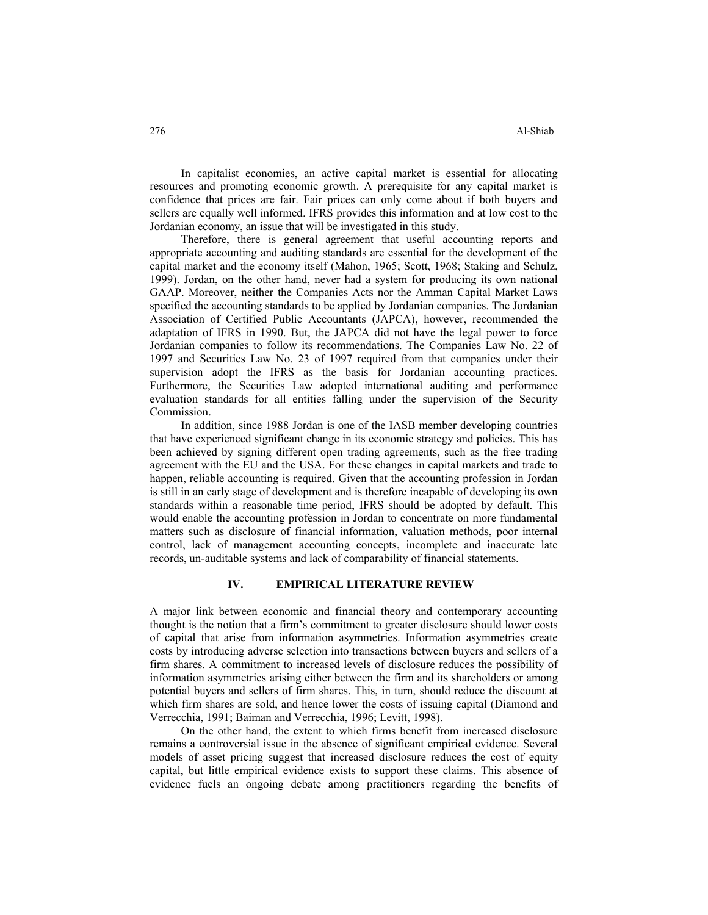In capitalist economies, an active capital market is essential for allocating resources and promoting economic growth. A prerequisite for any capital market is confidence that prices are fair. Fair prices can only come about if both buyers and sellers are equally well informed. IFRS provides this information and at low cost to the Jordanian economy, an issue that will be investigated in this study.

Therefore, there is general agreement that useful accounting reports and appropriate accounting and auditing standards are essential for the development of the capital market and the economy itself (Mahon, 1965; Scott, 1968; Staking and Schulz, 1999). Jordan, on the other hand, never had a system for producing its own national GAAP. Moreover, neither the Companies Acts nor the Amman Capital Market Laws specified the accounting standards to be applied by Jordanian companies. The Jordanian Association of Certified Public Accountants (JAPCA), however, recommended the adaptation of IFRS in 1990. But, the JAPCA did not have the legal power to force Jordanian companies to follow its recommendations. The Companies Law No. 22 of 1997 and Securities Law No. 23 of 1997 required from that companies under their supervision adopt the IFRS as the basis for Jordanian accounting practices. Furthermore, the Securities Law adopted international auditing and performance evaluation standards for all entities falling under the supervision of the Security Commission.

In addition, since 1988 Jordan is one of the IASB member developing countries that have experienced significant change in its economic strategy and policies. This has been achieved by signing different open trading agreements, such as the free trading agreement with the EU and the USA. For these changes in capital markets and trade to happen, reliable accounting is required. Given that the accounting profession in Jordan is still in an early stage of development and is therefore incapable of developing its own standards within a reasonable time period, IFRS should be adopted by default. This would enable the accounting profession in Jordan to concentrate on more fundamental matters such as disclosure of financial information, valuation methods, poor internal control, lack of management accounting concepts, incomplete and inaccurate late records, un-auditable systems and lack of comparability of financial statements.

## IV. EMPIRICAL LITERATURE REVIEW

A major link between economic and financial theory and contemporary accounting thought is the notion that a firm's commitment to greater disclosure should lower costs of capital that arise from information asymmetries. Information asymmetries create costs by introducing adverse selection into transactions between buyers and sellers of a firm shares. A commitment to increased levels of disclosure reduces the possibility of information asymmetries arising either between the firm and its shareholders or among potential buyers and sellers of firm shares. This, in turn, should reduce the discount at which firm shares are sold, and hence lower the costs of issuing capital (Diamond and Verrecchia, 1991; Baiman and Verrecchia, 1996; Levitt, 1998).

On the other hand, the extent to which firms benefit from increased disclosure remains a controversial issue in the absence of significant empirical evidence. Several models of asset pricing suggest that increased disclosure reduces the cost of equity capital, but little empirical evidence exists to support these claims. This absence of evidence fuels an ongoing debate among practitioners regarding the benefits of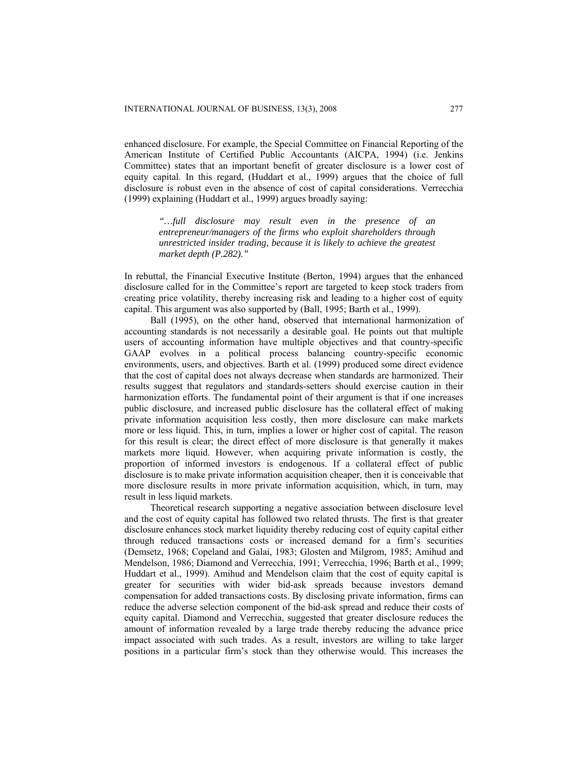enhanced disclosure. For example, the Special Committee on Financial Reporting of the American Institute of Certified Public Accountants (AICPA, 1994) (i.e. Jenkins Committee) states that an important benefit of greater disclosure is a lower cost of equity capital. In this regard, (Huddart et al., 1999) argues that the choice of full disclosure is robust even in the absence of cost of capital considerations. Verrecchia (1999) explaining (Huddart et al., 1999) argues broadly saying:

> *"…full disclosure may result even in the presence of an entrepreneur/managers of the firms who exploit shareholders through unrestricted insider trading, because it is likely to achieve the greatest market depth (P.282)."*

In rebuttal, the Financial Executive Institute (Berton, 1994) argues that the enhanced disclosure called for in the Committee's report are targeted to keep stock traders from creating price volatility, thereby increasing risk and leading to a higher cost of equity capital. This argument was also supported by (Ball, 1995; Barth et al., 1999).

Ball (1995), on the other hand, observed that international harmonization of accounting standards is not necessarily a desirable goal. He points out that multiple users of accounting information have multiple objectives and that country-specific GAAP evolves in a political process balancing country-specific economic environments, users, and objectives. Barth et al. (1999) produced some direct evidence that the cost of capital does not always decrease when standards are harmonized. Their results suggest that regulators and standards-setters should exercise caution in their harmonization efforts. The fundamental point of their argument is that if one increases public disclosure, and increased public disclosure has the collateral effect of making private information acquisition less costly, then more disclosure can make markets more or less liquid. This, in turn, implies a lower or higher cost of capital. The reason for this result is clear; the direct effect of more disclosure is that generally it makes markets more liquid. However, when acquiring private information is costly, the proportion of informed investors is endogenous. If a collateral effect of public disclosure is to make private information acquisition cheaper, then it is conceivable that more disclosure results in more private information acquisition, which, in turn, may result in less liquid markets.

Theoretical research supporting a negative association between disclosure level and the cost of equity capital has followed two related thrusts. The first is that greater disclosure enhances stock market liquidity thereby reducing cost of equity capital either through reduced transactions costs or increased demand for a firm's securities (Demsetz, 1968; Copeland and Galai, 1983; Glosten and Milgrom, 1985; Amihud and Mendelson, 1986; Diamond and Verrecchia, 1991; Verrecchia, 1996; Barth et al., 1999; Huddart et al., 1999). Amihud and Mendelson claim that the cost of equity capital is greater for securities with wider bid-ask spreads because investors demand compensation for added transactions costs. By disclosing private information, firms can reduce the adverse selection component of the bid-ask spread and reduce their costs of equity capital. Diamond and Verrecchia, suggested that greater disclosure reduces the amount of information revealed by a large trade thereby reducing the advance price impact associated with such trades. As a result, investors are willing to take larger positions in a particular firm's stock than they otherwise would. This increases the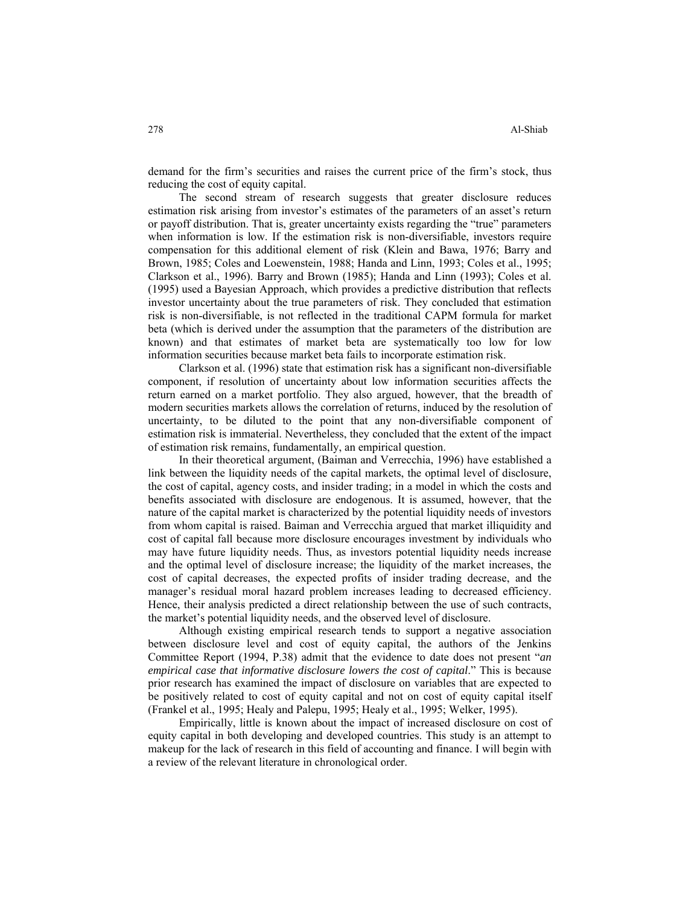demand for the firm's securities and raises the current price of the firm's stock, thus reducing the cost of equity capital.

The second stream of research suggests that greater disclosure reduces estimation risk arising from investor's estimates of the parameters of an asset's return or payoff distribution. That is, greater uncertainty exists regarding the "true" parameters when information is low. If the estimation risk is non-diversifiable, investors require compensation for this additional element of risk (Klein and Bawa, 1976; Barry and Brown, 1985; Coles and Loewenstein, 1988; Handa and Linn, 1993; Coles et al., 1995; Clarkson et al., 1996). Barry and Brown (1985); Handa and Linn (1993); Coles et al. (1995) used a Bayesian Approach, which provides a predictive distribution that reflects investor uncertainty about the true parameters of risk. They concluded that estimation risk is non-diversifiable, is not reflected in the traditional CAPM formula for market beta (which is derived under the assumption that the parameters of the distribution are known) and that estimates of market beta are systematically too low for low information securities because market beta fails to incorporate estimation risk.

Clarkson et al. (1996) state that estimation risk has a significant non-diversifiable component, if resolution of uncertainty about low information securities affects the return earned on a market portfolio. They also argued, however, that the breadth of modern securities markets allows the correlation of returns, induced by the resolution of uncertainty, to be diluted to the point that any non-diversifiable component of estimation risk is immaterial. Nevertheless, they concluded that the extent of the impact of estimation risk remains, fundamentally, an empirical question.

In their theoretical argument, (Baiman and Verrecchia, 1996) have established a link between the liquidity needs of the capital markets, the optimal level of disclosure, the cost of capital, agency costs, and insider trading; in a model in which the costs and benefits associated with disclosure are endogenous. It is assumed, however, that the nature of the capital market is characterized by the potential liquidity needs of investors from whom capital is raised. Baiman and Verrecchia argued that market illiquidity and cost of capital fall because more disclosure encourages investment by individuals who may have future liquidity needs. Thus, as investors potential liquidity needs increase and the optimal level of disclosure increase; the liquidity of the market increases, the cost of capital decreases, the expected profits of insider trading decrease, and the manager's residual moral hazard problem increases leading to decreased efficiency. Hence, their analysis predicted a direct relationship between the use of such contracts, the market's potential liquidity needs, and the observed level of disclosure.

Although existing empirical research tends to support a negative association between disclosure level and cost of equity capital, the authors of the Jenkins Committee Report (1994, P.38) admit that the evidence to date does not present "*an empirical case that informative disclosure lowers the cost of capital*." This is because prior research has examined the impact of disclosure on variables that are expected to be positively related to cost of equity capital and not on cost of equity capital itself (Frankel et al., 1995; Healy and Palepu, 1995; Healy et al., 1995; Welker, 1995).

Empirically, little is known about the impact of increased disclosure on cost of equity capital in both developing and developed countries. This study is an attempt to makeup for the lack of research in this field of accounting and finance. I will begin with a review of the relevant literature in chronological order.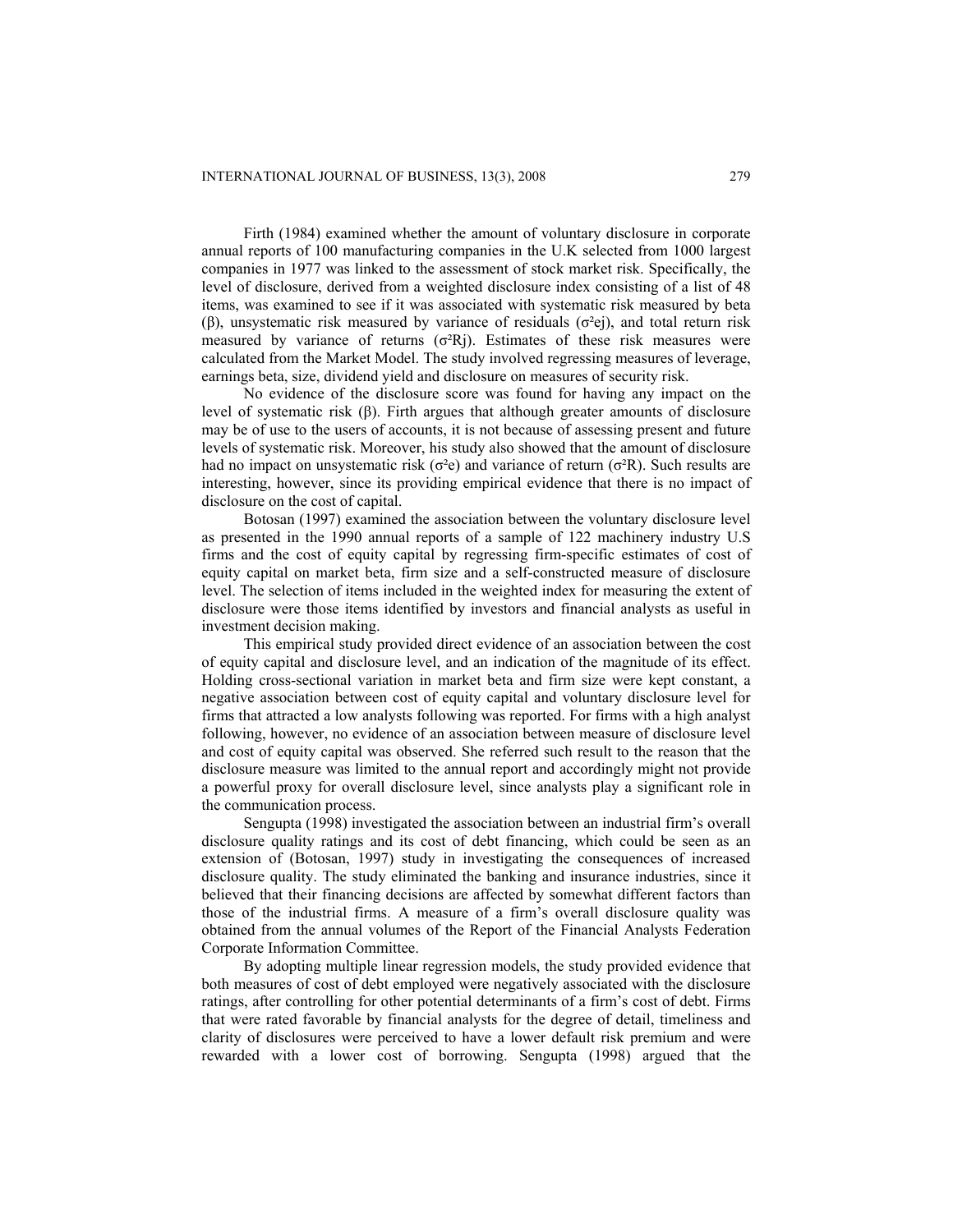Firth (1984) examined whether the amount of voluntary disclosure in corporate annual reports of 100 manufacturing companies in the U.K selected from 1000 largest companies in 1977 was linked to the assessment of stock market risk. Specifically, the level of disclosure, derived from a weighted disclosure index consisting of a list of 48 items, was examined to see if it was associated with systematic risk measured by beta ($\beta$), unsystematic risk measured by variance of residuals ($\sigma^2 ej$), and total return risk measured by variance of returns ($\sigma^2 Rj$). Estimates of these risk measures were calculated from the Market Model. The study involved regressing measures of leverage, earnings beta, size, dividend yield and disclosure on measures of security risk.

No evidence of the disclosure score was found for having any impact on the level of systematic risk ($\beta$). Firth argues that although greater amounts of disclosure may be of use to the users of accounts, it is not because of assessing present and future levels of systematic risk. Moreover, his study also showed that the amount of disclosure had no impact on unsystematic risk ($\sigma^2 e$) and variance of return ($\sigma^2 R$). Such results are interesting, however, since its providing empirical evidence that there is no impact of disclosure on the cost of capital.

Botosan (1997) examined the association between the voluntary disclosure level as presented in the 1990 annual reports of a sample of 122 machinery industry U.S firms and the cost of equity capital by regressing firm-specific estimates of cost of equity capital on market beta, firm size and a self-constructed measure of disclosure level. The selection of items included in the weighted index for measuring the extent of disclosure were those items identified by investors and financial analysts as useful in investment decision making.

This empirical study provided direct evidence of an association between the cost of equity capital and disclosure level, and an indication of the magnitude of its effect. Holding cross-sectional variation in market beta and firm size were kept constant, a negative association between cost of equity capital and voluntary disclosure level for firms that attracted a low analysts following was reported. For firms with a high analyst following, however, no evidence of an association between measure of disclosure level and cost of equity capital was observed. She referred such result to the reason that the disclosure measure was limited to the annual report and accordingly might not provide a powerful proxy for overall disclosure level, since analysts play a significant role in the communication process.

Sengupta (1998) investigated the association between an industrial firm's overall disclosure quality ratings and its cost of debt financing, which could be seen as an extension of (Botosan, 1997) study in investigating the consequences of increased disclosure quality. The study eliminated the banking and insurance industries, since it believed that their financing decisions are affected by somewhat different factors than those of the industrial firms. A measure of a firm's overall disclosure quality was obtained from the annual volumes of the Report of the Financial Analysts Federation Corporate Information Committee.

By adopting multiple linear regression models, the study provided evidence that both measures of cost of debt employed were negatively associated with the disclosure ratings, after controlling for other potential determinants of a firm's cost of debt. Firms that were rated favorable by financial analysts for the degree of detail, timeliness and clarity of disclosures were perceived to have a lower default risk premium and were rewarded with a lower cost of borrowing. Sengupta (1998) argued that the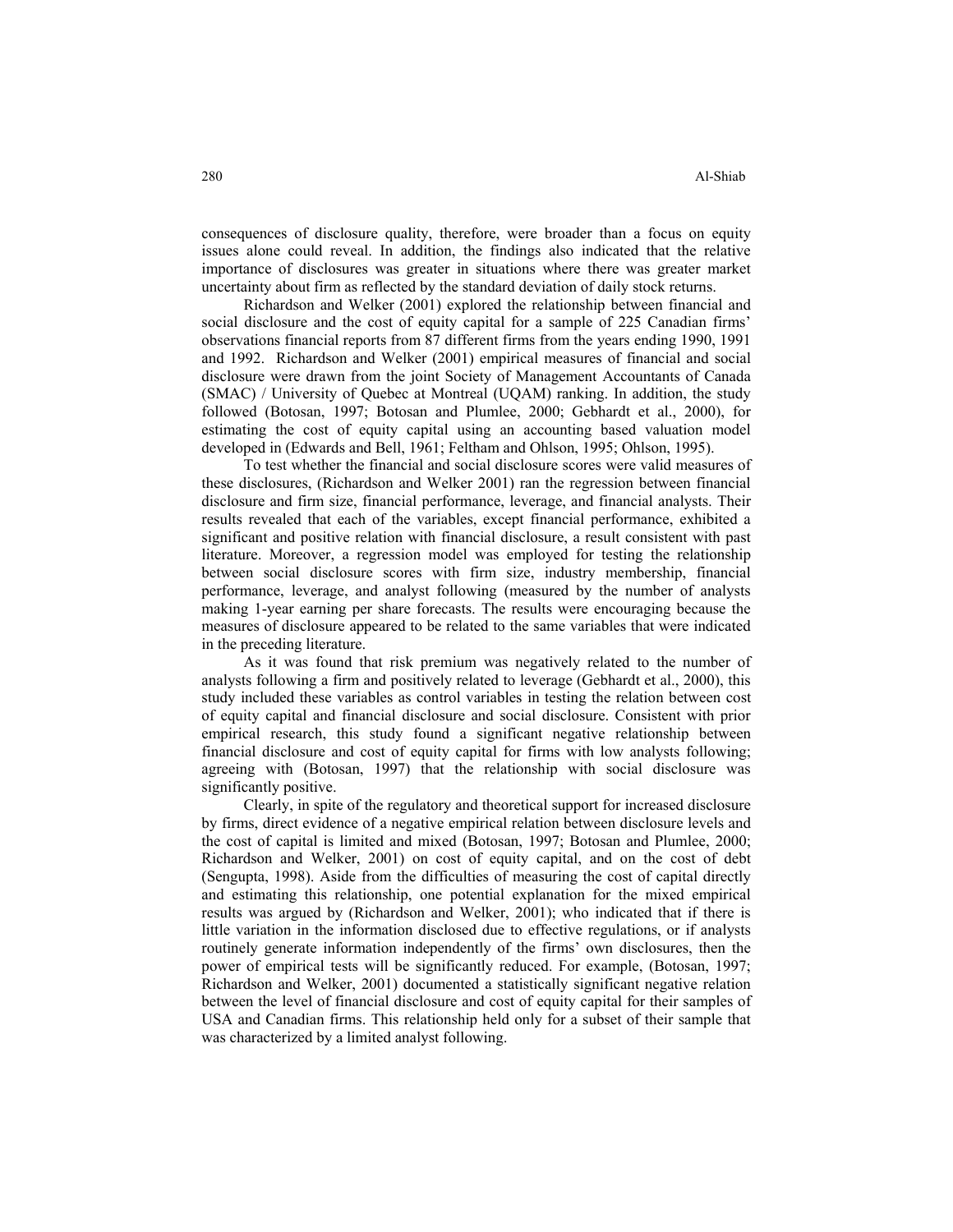consequences of disclosure quality, therefore, were broader than a focus on equity issues alone could reveal. In addition, the findings also indicated that the relative importance of disclosures was greater in situations where there was greater market uncertainty about firm as reflected by the standard deviation of daily stock returns.

Richardson and Welker (2001) explored the relationship between financial and social disclosure and the cost of equity capital for a sample of 225 Canadian firms' observations financial reports from 87 different firms from the years ending 1990, 1991 and 1992. Richardson and Welker (2001) empirical measures of financial and social disclosure were drawn from the joint Society of Management Accountants of Canada (SMAC) / University of Quebec at Montreal (UQAM) ranking. In addition, the study followed (Botosan, 1997; Botosan and Plumlee, 2000; Gebhardt et al., 2000), for estimating the cost of equity capital using an accounting based valuation model developed in (Edwards and Bell, 1961; Feltham and Ohlson, 1995; Ohlson, 1995).

To test whether the financial and social disclosure scores were valid measures of these disclosures, (Richardson and Welker 2001) ran the regression between financial disclosure and firm size, financial performance, leverage, and financial analysts. Their results revealed that each of the variables, except financial performance, exhibited a significant and positive relation with financial disclosure, a result consistent with past literature. Moreover, a regression model was employed for testing the relationship between social disclosure scores with firm size, industry membership, financial performance, leverage, and analyst following (measured by the number of analysts making 1-year earning per share forecasts. The results were encouraging because the measures of disclosure appeared to be related to the same variables that were indicated in the preceding literature.

As it was found that risk premium was negatively related to the number of analysts following a firm and positively related to leverage (Gebhardt et al., 2000), this study included these variables as control variables in testing the relation between cost of equity capital and financial disclosure and social disclosure. Consistent with prior empirical research, this study found a significant negative relationship between financial disclosure and cost of equity capital for firms with low analysts following; agreeing with (Botosan, 1997) that the relationship with social disclosure was significantly positive.

Clearly, in spite of the regulatory and theoretical support for increased disclosure by firms, direct evidence of a negative empirical relation between disclosure levels and the cost of capital is limited and mixed (Botosan, 1997; Botosan and Plumlee, 2000; Richardson and Welker, 2001) on cost of equity capital, and on the cost of debt (Sengupta, 1998). Aside from the difficulties of measuring the cost of capital directly and estimating this relationship, one potential explanation for the mixed empirical results was argued by (Richardson and Welker, 2001); who indicated that if there is little variation in the information disclosed due to effective regulations, or if analysts routinely generate information independently of the firms' own disclosures, then the power of empirical tests will be significantly reduced. For example, (Botosan, 1997; Richardson and Welker, 2001) documented a statistically significant negative relation between the level of financial disclosure and cost of equity capital for their samples of USA and Canadian firms. This relationship held only for a subset of their sample that was characterized by a limited analyst following.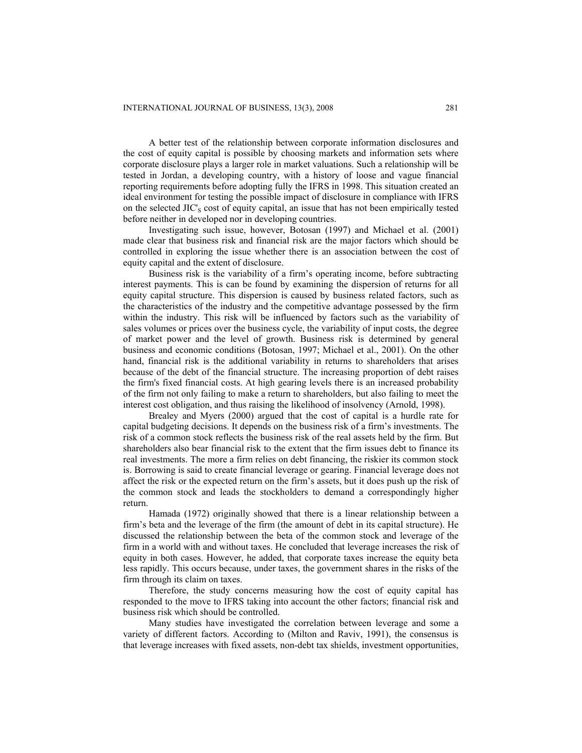A better test of the relationship between corporate information disclosures and the cost of equity capital is possible by choosing markets and information sets where corporate disclosure plays a larger role in market valuations. Such a relationship will be tested in Jordan, a developing country, with a history of loose and vague financial reporting requirements before adopting fully the IFRS in 1998. This situation created an ideal environment for testing the possible impact of disclosure in compliance with IFRS on the selected $JIC'_S$ cost of equity capital, an issue that has not been empirically tested before neither in developed nor in developing countries.

Investigating such issue, however, Botosan (1997) and Michael et al. (2001) made clear that business risk and financial risk are the major factors which should be controlled in exploring the issue whether there is an association between the cost of equity capital and the extent of disclosure.

Business risk is the variability of a firm's operating income, before subtracting interest payments. This is can be found by examining the dispersion of returns for all equity capital structure. This dispersion is caused by business related factors, such as the characteristics of the industry and the competitive advantage possessed by the firm within the industry. This risk will be influenced by factors such as the variability of sales volumes or prices over the business cycle, the variability of input costs, the degree of market power and the level of growth. Business risk is determined by general business and economic conditions (Botosan, 1997; Michael et al., 2001). On the other hand, financial risk is the additional variability in returns to shareholders that arises because of the debt of the financial structure. The increasing proportion of debt raises the firm's fixed financial costs. At high gearing levels there is an increased probability of the firm not only failing to make a return to shareholders, but also failing to meet the interest cost obligation, and thus raising the likelihood of insolvency (Arnold, 1998).

Brealey and Myers (2000) argued that the cost of capital is a hurdle rate for capital budgeting decisions. It depends on the business risk of a firm's investments. The risk of a common stock reflects the business risk of the real assets held by the firm. But shareholders also bear financial risk to the extent that the firm issues debt to finance its real investments. The more a firm relies on debt financing, the riskier its common stock is. Borrowing is said to create financial leverage or gearing. Financial leverage does not affect the risk or the expected return on the firm's assets, but it does push up the risk of the common stock and leads the stockholders to demand a correspondingly higher return.

Hamada (1972) originally showed that there is a linear relationship between a firm's beta and the leverage of the firm (the amount of debt in its capital structure). He discussed the relationship between the beta of the common stock and leverage of the firm in a world with and without taxes. He concluded that leverage increases the risk of equity in both cases. However, he added, that corporate taxes increase the equity beta less rapidly. This occurs because, under taxes, the government shares in the risks of the firm through its claim on taxes.

Therefore, the study concerns measuring how the cost of equity capital has responded to the move to IFRS taking into account the other factors; financial risk and business risk which should be controlled.

Many studies have investigated the correlation between leverage and some a variety of different factors. According to (Milton and Raviv, 1991), the consensus is that leverage increases with fixed assets, non-debt tax shields, investment opportunities,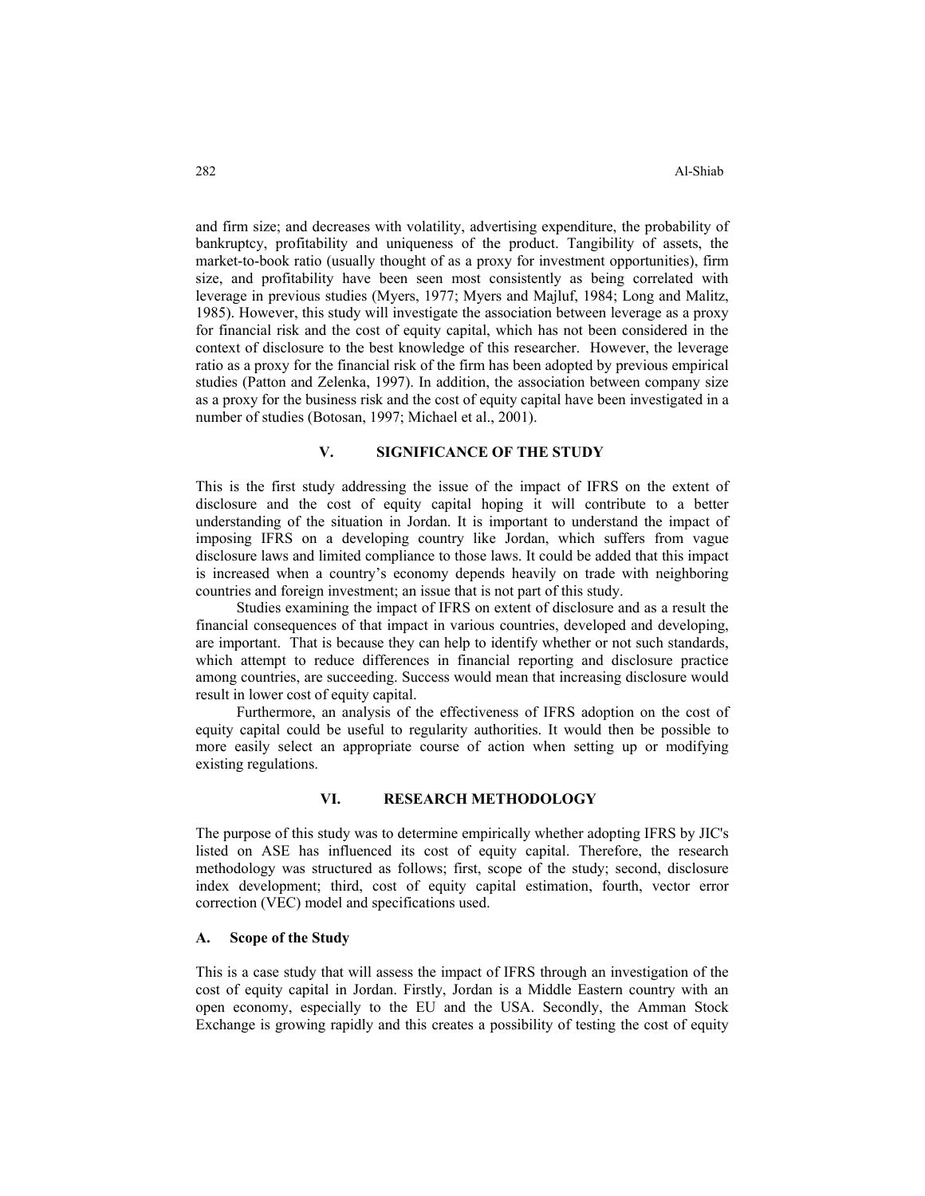and firm size; and decreases with volatility, advertising expenditure, the probability of bankruptcy, profitability and uniqueness of the product. Tangibility of assets, the market-to-book ratio (usually thought of as a proxy for investment opportunities), firm size, and profitability have been seen most consistently as being correlated with leverage in previous studies (Myers, 1977; Myers and Majluf, 1984; Long and Malitz, 1985). However, this study will investigate the association between leverage as a proxy for financial risk and the cost of equity capital, which has not been considered in the context of disclosure to the best knowledge of this researcher. However, the leverage ratio as a proxy for the financial risk of the firm has been adopted by previous empirical studies (Patton and Zelenka, 1997). In addition, the association between company size as a proxy for the business risk and the cost of equity capital have been investigated in a number of studies (Botosan, 1997; Michael et al., 2001).

## V. SIGNIFICANCE OF THE STUDY

This is the first study addressing the issue of the impact of IFRS on the extent of disclosure and the cost of equity capital hoping it will contribute to a better understanding of the situation in Jordan. It is important to understand the impact of imposing IFRS on a developing country like Jordan, which suffers from vague disclosure laws and limited compliance to those laws. It could be added that this impact is increased when a country's economy depends heavily on trade with neighboring countries and foreign investment; an issue that is not part of this study.

Studies examining the impact of IFRS on extent of disclosure and as a result the financial consequences of that impact in various countries, developed and developing, are important. That is because they can help to identify whether or not such standards, which attempt to reduce differences in financial reporting and disclosure practice among countries, are succeeding. Success would mean that increasing disclosure would result in lower cost of equity capital.

Furthermore, an analysis of the effectiveness of IFRS adoption on the cost of equity capital could be useful to regularity authorities. It would then be possible to more easily select an appropriate course of action when setting up or modifying existing regulations.

## VI. RESEARCH METHODOLOGY

The purpose of this study was to determine empirically whether adopting IFRS by JIC's listed on ASE has influenced its cost of equity capital. Therefore, the research methodology was structured as follows; first, scope of the study; second, disclosure index development; third, cost of equity capital estimation, fourth, vector error correction (VEC) model and specifications used.

### A. Scope of the Study

This is a case study that will assess the impact of IFRS through an investigation of the cost of equity capital in Jordan. Firstly, Jordan is a Middle Eastern country with an open economy, especially to the EU and the USA. Secondly, the Amman Stock Exchange is growing rapidly and this creates a possibility of testing the cost of equity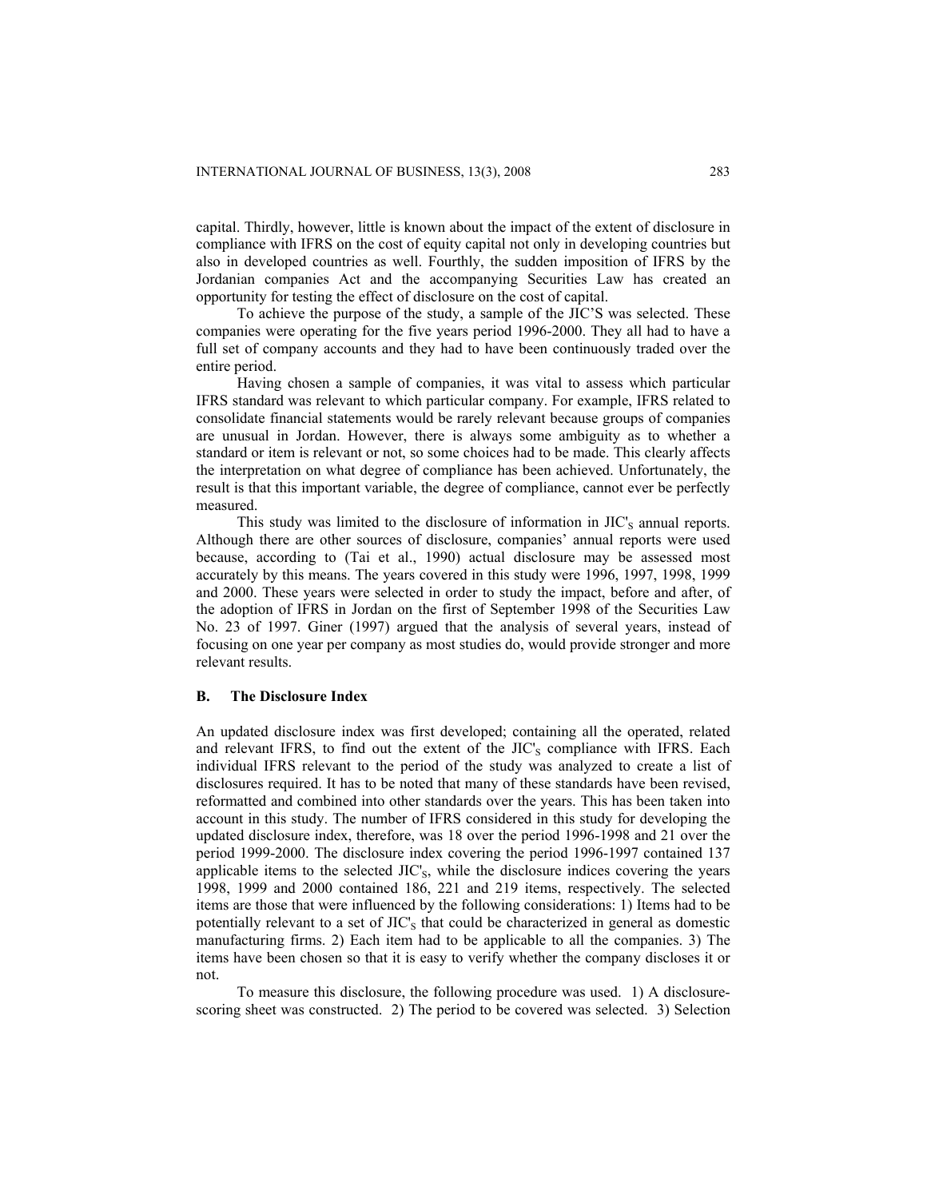capital. Thirdly, however, little is known about the impact of the extent of disclosure in compliance with IFRS on the cost of equity capital not only in developing countries but also in developed countries as well. Fourthly, the sudden imposition of IFRS by the Jordanian companies Act and the accompanying Securities Law has created an opportunity for testing the effect of disclosure on the cost of capital.

To achieve the purpose of the study, a sample of the JIC'S was selected. These companies were operating for the five years period 1996-2000. They all had to have a full set of company accounts and they had to have been continuously traded over the entire period.

Having chosen a sample of companies, it was vital to assess which particular IFRS standard was relevant to which particular company. For example, IFRS related to consolidate financial statements would be rarely relevant because groups of companies are unusual in Jordan. However, there is always some ambiguity as to whether a standard or item is relevant or not, so some choices had to be made. This clearly affects the interpretation on what degree of compliance has been achieved. Unfortunately, the result is that this important variable, the degree of compliance, cannot ever be perfectly measured.

This study was limited to the disclosure of information in $JIC'_S$ annual reports. Although there are other sources of disclosure, companies' annual reports were used because, according to (Tai et al., 1990) actual disclosure may be assessed most accurately by this means. The years covered in this study were 1996, 1997, 1998, 1999 and 2000. These years were selected in order to study the impact, before and after, of the adoption of IFRS in Jordan on the first of September 1998 of the Securities Law No. 23 of 1997. Giner (1997) argued that the analysis of several years, instead of focusing on one year per company as most studies do, would provide stronger and more relevant results.

### B. The Disclosure Index

An updated disclosure index was first developed; containing all the operated, related and relevant IFRS, to find out the extent of the $JIC'_S$ compliance with IFRS. Each individual IFRS relevant to the period of the study was analyzed to create a list of disclosures required. It has to be noted that many of these standards have been revised, reformatted and combined into other standards over the years. This has been taken into account in this study. The number of IFRS considered in this study for developing the updated disclosure index, therefore, was 18 over the period 1996-1998 and 21 over the period 1999-2000. The disclosure index covering the period 1996-1997 contained 137 applicable items to the selected $JIC'_S$, while the disclosure indices covering the years 1998, 1999 and 2000 contained 186, 221 and 219 items, respectively. The selected items are those that were influenced by the following considerations: 1) Items had to be potentially relevant to a set of $JIC'_S$ that could be characterized in general as domestic manufacturing firms. 2) Each item had to be applicable to all the companies. 3) The items have been chosen so that it is easy to verify whether the company discloses it or not.

To measure this disclosure, the following procedure was used. 1) A disclosure-scoring sheet was constructed. 2) The period to be covered was selected. 3) Selection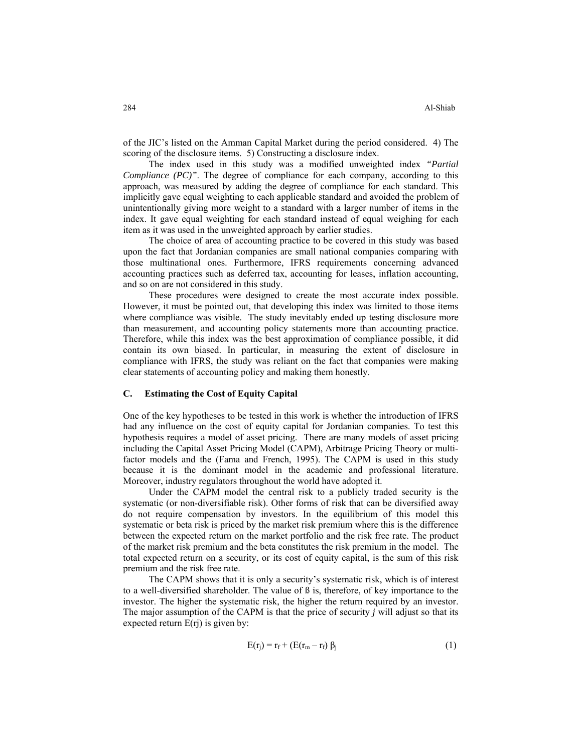of the JIC's listed on the Amman Capital Market during the period considered. 4) The scoring of the disclosure items. 5) Constructing a disclosure index.

The index used in this study was a modified unweighted index *"Partial Compliance (PC)"*. The degree of compliance for each company, according to this approach, was measured by adding the degree of compliance for each standard. This implicitly gave equal weighting to each applicable standard and avoided the problem of unintentionally giving more weight to a standard with a larger number of items in the index. It gave equal weighting for each standard instead of equal weighing for each item as it was used in the unweighted approach by earlier studies.

The choice of area of accounting practice to be covered in this study was based upon the fact that Jordanian companies are small national companies comparing with those multinational ones. Furthermore, IFRS requirements concerning advanced accounting practices such as deferred tax, accounting for leases, inflation accounting, and so on are not considered in this study.

These procedures were designed to create the most accurate index possible. However, it must be pointed out, that developing this index was limited to those items where compliance was visible. The study inevitably ended up testing disclosure more than measurement, and accounting policy statements more than accounting practice. Therefore, while this index was the best approximation of compliance possible, it did contain its own biased. In particular, in measuring the extent of disclosure in compliance with IFRS, the study was reliant on the fact that companies were making clear statements of accounting policy and making them honestly.

### C. Estimating the Cost of Equity Capital

One of the key hypotheses to be tested in this work is whether the introduction of IFRS had any influence on the cost of equity capital for Jordanian companies. To test this hypothesis requires a model of asset pricing. There are many models of asset pricing including the Capital Asset Pricing Model (CAPM), Arbitrage Pricing Theory or multi-factor models and the (Fama and French, 1995). The CAPM is used in this study because it is the dominant model in the academic and professional literature. Moreover, industry regulators throughout the world have adopted it.

Under the CAPM model the central risk to a publicly traded security is the systematic (or non-diversifiable risk). Other forms of risk that can be diversified away do not require compensation by investors. In the equilibrium of this model this systematic or beta risk is priced by the market risk premium where this is the difference between the expected return on the market portfolio and the risk free rate. The product of the market risk premium and the beta constitutes the risk premium in the model. The total expected return on a security, or its cost of equity capital, is the sum of this risk premium and the risk free rate.

The CAPM shows that it is only a security's systematic risk, which is of interest to a well-diversified shareholder. The value of ß is, therefore, of key importance to the investor. The higher the systematic risk, the higher the return required by an investor. The major assumption of the CAPM is that the price of security *j* will adjust so that its expected return E(rj) is given by:

$$E(r_j) = r_f + (E(r_m - r_f) \beta_j \qquad (1)$$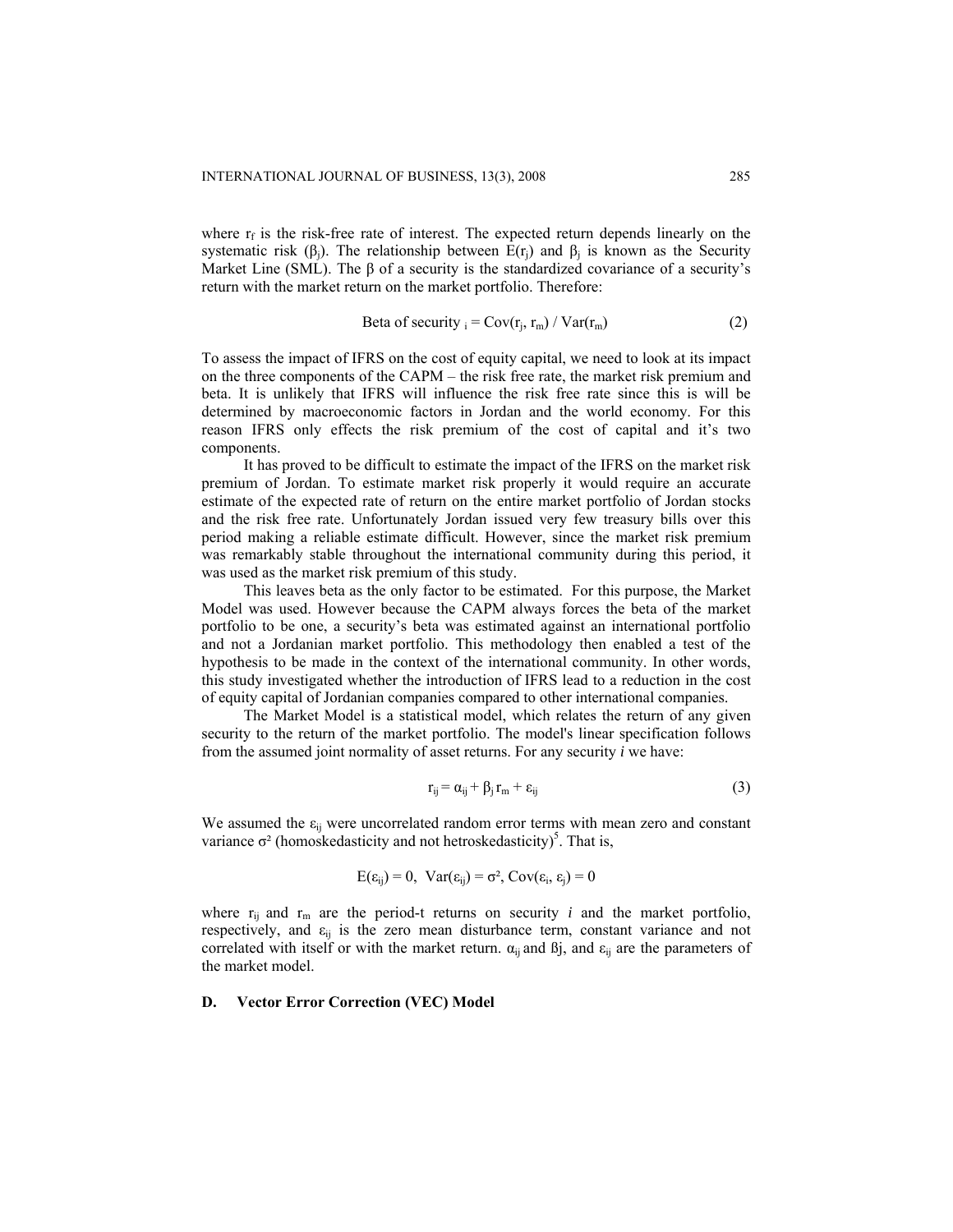where $r_f$ is the risk-free rate of interest. The expected return depends linearly on the systematic risk ($\beta_j$). The relationship between $E(r_j)$ and $\beta_j$ is known as the Security Market Line (SML). The $\beta$ of a security is the standardized covariance of a security's return with the market return on the market portfolio. Therefore:

$$\text{Beta of security}_i = \text{Cov}(r_j, r_m) / \text{Var}(r_m) \tag{2}$$

To assess the impact of IFRS on the cost of equity capital, we need to look at its impact on the three components of the CAPM – the risk free rate, the market risk premium and beta. It is unlikely that IFRS will influence the risk free rate since this is will be determined by macroeconomic factors in Jordan and the world economy. For this reason IFRS only effects the risk premium of the cost of capital and it's two components.

It has proved to be difficult to estimate the impact of the IFRS on the market risk premium of Jordan. To estimate market risk properly it would require an accurate estimate of the expected rate of return on the entire market portfolio of Jordan stocks and the risk free rate. Unfortunately Jordan issued very few treasury bills over this period making a reliable estimate difficult. However, since the market risk premium was remarkably stable throughout the international community during this period, it was used as the market risk premium of this study.

This leaves beta as the only factor to be estimated. For this purpose, the Market Model was used. However because the CAPM always forces the beta of the market portfolio to be one, a security's beta was estimated against an international portfolio and not a Jordanian market portfolio. This methodology then enabled a test of the hypothesis to be made in the context of the international community. In other words, this study investigated whether the introduction of IFRS lead to a reduction in the cost of equity capital of Jordanian companies compared to other international companies.

The Market Model is a statistical model, which relates the return of any given security to the return of the market portfolio. The model's linear specification follows from the assumed joint normality of asset returns. For any security *i* we have:

$$r_{ij} = \alpha_{ij} + \beta_j r_m + \varepsilon_{ij} \tag{3}$$

We assumed the $\varepsilon_{ij}$ were uncorrelated random error terms with mean zero and constant variance $\sigma^2$ (homoskedasticity and not hetroskedasticity)[5]. That is,

$$E(\varepsilon_{ij}) = 0, \ \ \text{Var}(\varepsilon_{ij}) = \sigma^2, \text{Cov}(\varepsilon_i, \varepsilon_j) = 0$$

where $r_{ij}$ and $r_m$ are the period-t returns on security *i* and the market portfolio, respectively, and $\varepsilon_{ij}$ is the zero mean disturbance term, constant variance and not correlated with itself or with the market return. $\alpha_{ij}$ and $\beta_j$, and $\varepsilon_{ij}$ are the parameters of the market model.

### D. Vector Error Correction (VEC) Model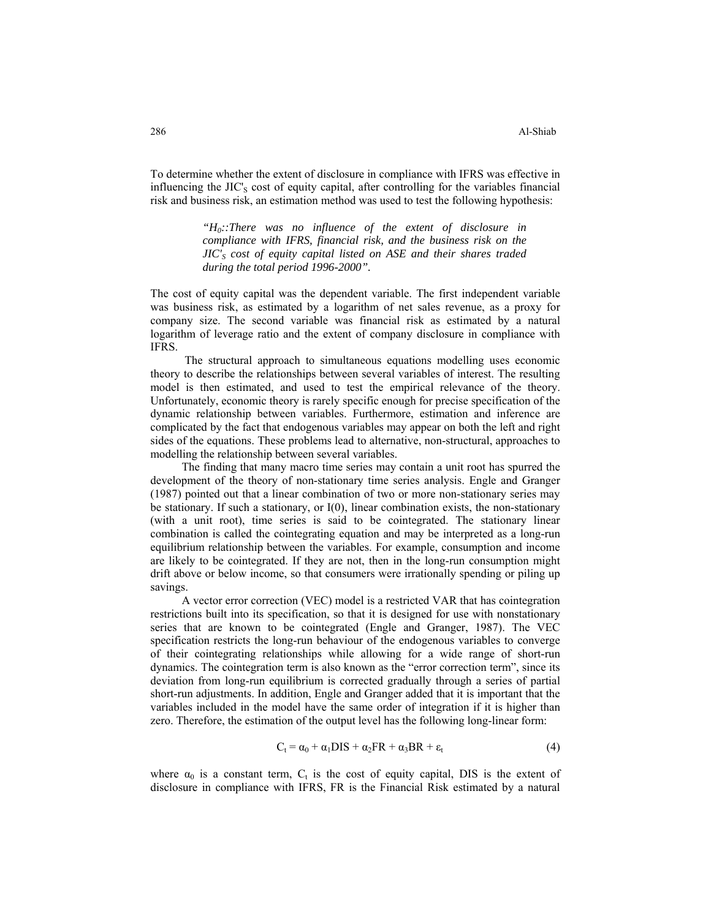To determine whether the extent of disclosure in compliance with IFRS was effective in influencing the JIC'$_S$ cost of equity capital, after controlling for the variables financial risk and business risk, an estimation method was used to test the following hypothesis:

> *"$H_0$::There was no influence of the extent of disclosure in compliance with IFRS, financial risk, and the business risk on the JIC'$_S$ cost of equity capital listed on ASE and their shares traded during the total period 1996-2000".*

The cost of equity capital was the dependent variable. The first independent variable was business risk, as estimated by a logarithm of net sales revenue, as a proxy for company size. The second variable was financial risk as estimated by a natural logarithm of leverage ratio and the extent of company disclosure in compliance with IFRS.

The structural approach to simultaneous equations modelling uses economic theory to describe the relationships between several variables of interest. The resulting model is then estimated, and used to test the empirical relevance of the theory. Unfortunately, economic theory is rarely specific enough for precise specification of the dynamic relationship between variables. Furthermore, estimation and inference are complicated by the fact that endogenous variables may appear on both the left and right sides of the equations. These problems lead to alternative, non-structural, approaches to modelling the relationship between several variables.

The finding that many macro time series may contain a unit root has spurred the development of the theory of non-stationary time series analysis. Engle and Granger (1987) pointed out that a linear combination of two or more non-stationary series may be stationary. If such a stationary, or I(0), linear combination exists, the non-stationary (with a unit root), time series is said to be cointegrated. The stationary linear combination is called the cointegrating equation and may be interpreted as a long-run equilibrium relationship between the variables. For example, consumption and income are likely to be cointegrated. If they are not, then in the long-run consumption might drift above or below income, so that consumers were irrationally spending or piling up savings.

A vector error correction (VEC) model is a restricted VAR that has cointegration restrictions built into its specification, so that it is designed for use with nonstationary series that are known to be cointegrated (Engle and Granger, 1987). The VEC specification restricts the long-run behaviour of the endogenous variables to converge of their cointegrating relationships while allowing for a wide range of short-run dynamics. The cointegration term is also known as the "error correction term", since its deviation from long-run equilibrium is corrected gradually through a series of partial short-run adjustments. In addition, Engle and Granger added that it is important that the variables included in the model have the same order of integration if it is higher than zero. Therefore, the estimation of the output level has the following long-linear form:

$$C_t = \alpha_0 + \alpha_1 DIS + \alpha_2 FR + \alpha_3 BR + \varepsilon_t \qquad (4)$$

where $\alpha_0$ is a constant term, $C_t$ is the cost of equity capital, DIS is the extent of disclosure in compliance with IFRS, FR is the Financial Risk estimated by a natural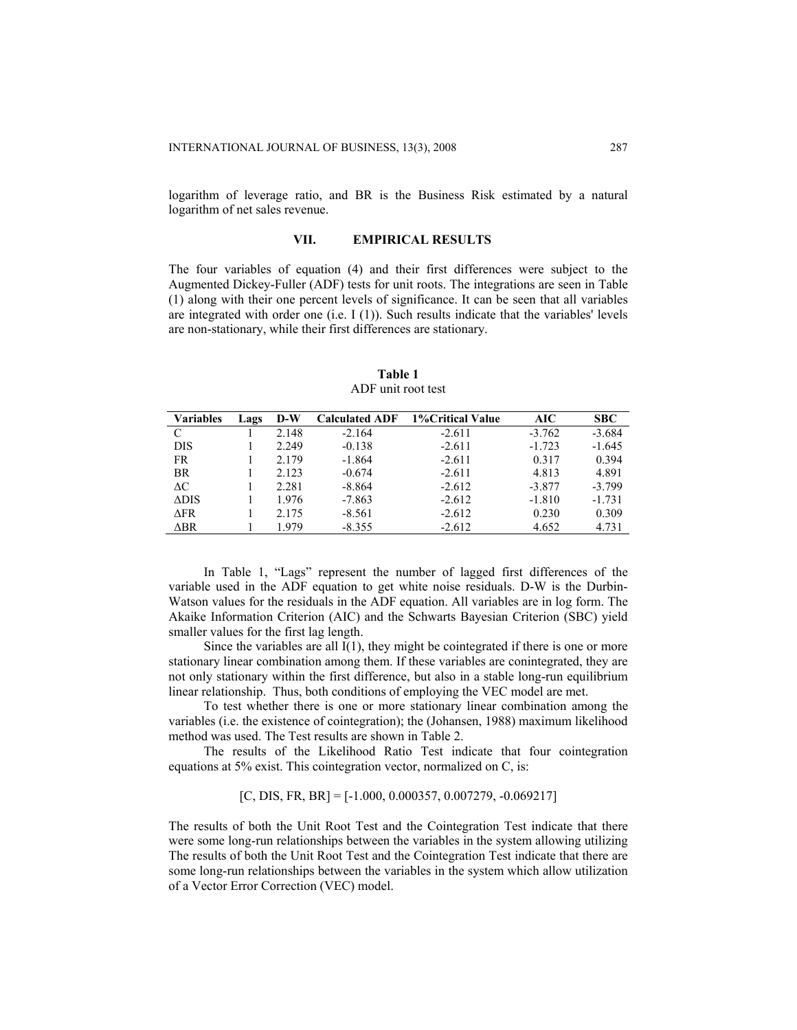logarithm of leverage ratio, and BR is the Business Risk estimated by a natural logarithm of net sales revenue.

## VII. EMPIRICAL RESULTS

The four variables of equation (4) and their first differences were subject to the Augmented Dickey-Fuller (ADF) tests for unit roots. The integrations are seen in Table (1) along with their one percent levels of significance. It can be seen that all variables are integrated with order one (i.e. I (1)). Such results indicate that the variables' levels are non-stationary, while their first differences are stationary.

**Table 1**
ADF unit root test

| Variables | Lags | D-W | Calculated ADF | 1%Critical Value | AIC | SBC |
|---|---|---|---|---|---|---|
| C | 1 | 2.148 | -2.164 | -2.611 | -3.762 | -3.684 |
| DIS | 1 | 2.249 | -0.138 | -2.611 | -1.723 | -1.645 |
| FR | 1 | 2.179 | -1.864 | -2.611 | 0.317 | 0.394 |
| BR | 1 | 2.123 | -0.674 | -2.611 | 4.813 | 4.891 |
| ΔC | 1 | 2.281 | -8.864 | -2.612 | -3.877 | -3.799 |
| ΔDIS | 1 | 1.976 | -7.863 | -2.612 | -1.810 | -1.731 |
| ΔFR | 1 | 2.175 | -8.561 | -2.612 | 0.230 | 0.309 |
| ΔBR | 1 | 1.979 | -8.355 | -2.612 | 4.652 | 4.731 |

In Table 1, "Lags" represent the number of lagged first differences of the variable used in the ADF equation to get white noise residuals. D-W is the Durbin-Watson values for the residuals in the ADF equation. All variables are in log form. The Akaike Information Criterion (AIC) and the Schwarts Bayesian Criterion (SBC) yield smaller values for the first lag length.

Since the variables are all I(1), they might be cointegrated if there is one or more stationary linear combination among them. If these variables are conintegrated, they are not only stationary within the first difference, but also in a stable long-run equilibrium linear relationship. Thus, both conditions of employing the VEC model are met.

To test whether there is one or more stationary linear combination among the variables (i.e. the existence of cointegration); the (Johansen, 1988) maximum likelihood method was used. The Test results are shown in Table 2.

The results of the Likelihood Ratio Test indicate that four cointegration equations at 5% exist. This cointegration vector, normalized on C, is:

$$[C, DIS, FR, BR] = [-1.000, 0.000357, 0.007279, -0.069217]$$

The results of both the Unit Root Test and the Cointegration Test indicate that there were some long-run relationships between the variables in the system allowing utilizing The results of both the Unit Root Test and the Cointegration Test indicate that there are some long-run relationships between the variables in the system which allow utilization of a Vector Error Correction (VEC) model.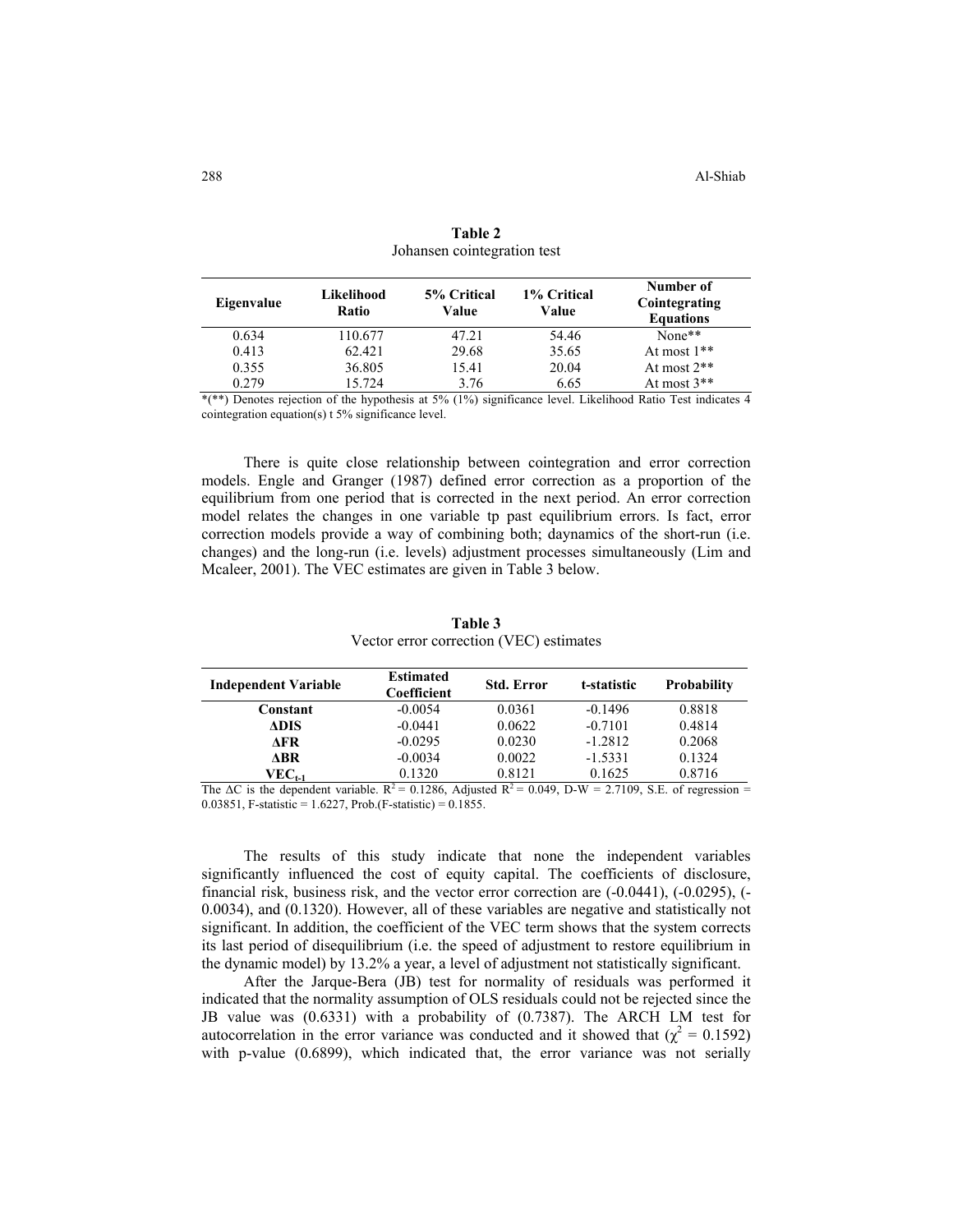**Table 2**
Johansen cointegration test

| Eigenvalue | Likelihood Ratio | 5% Critical Value | 1% Critical Value | Number of Cointegrating Equations |
|---|---|---|---|---|
| 0.634 | 110.677 | 47.21 | 54.46 | None** |
| 0.413 | 62.421 | 29.68 | 35.65 | At most 1** |
| 0.355 | 36.805 | 15.41 | 20.04 | At most 2** |
| 0.279 | 15.724 | 3.76 | 6.65 | At most 3** |

*(**) Denotes rejection of the hypothesis at 5% (1%) significance level. Likelihood Ratio Test indicates 4 cointegration equation(s) t 5% significance level.

There is quite close relationship between cointegration and error correction models. Engle and Granger (1987) defined error correction as a proportion of the equilibrium from one period that is corrected in the next period. An error correction model relates the changes in one variable tp past equilibrium errors. Is fact, error correction models provide a way of combining both; daynamics of the short-run (i.e. changes) and the long-run (i.e. levels) adjustment processes simultaneously (Lim and Mcaleer, 2001). The VEC estimates are given in Table 3 below.

**Table 3**
Vector error correction (VEC) estimates

| Independent Variable | Estimated Coefficient | Std. Error | t-statistic | Probability |
|---|---|---|---|---|
| **Constant** | -0.0054 | 0.0361 | -0.1496 | 0.8818 |
| **ΔDIS** | -0.0441 | 0.0622 | -0.7101 | 0.4814 |
| **ΔFR** | -0.0295 | 0.0230 | -1.2812 | 0.2068 |
| **ΔBR** | -0.0034 | 0.0022 | -1.5331 | 0.1324 |
| $\mathbf{VEC_{t-1}}$ | 0.1320 | 0.8121 | 0.1625 | 0.8716 |

The ΔC is the dependent variable. $R^2 = 0.1286$, Adjusted $R^2 = 0.049$, D-W = 2.7109, S.E. of regression = 0.03851, F-statistic = 1.6227, Prob.(F-statistic) = 0.1855.

The results of this study indicate that none the independent variables significantly influenced the cost of equity capital. The coefficients of disclosure, financial risk, business risk, and the vector error correction are (-0.0441), (-0.0295), (-0.0034), and (0.1320). However, all of these variables are negative and statistically not significant. In addition, the coefficient of the VEC term shows that the system corrects its last period of disequilibrium (i.e. the speed of adjustment to restore equilibrium in the dynamic model) by 13.2% a year, a level of adjustment not statistically significant.

After the Jarque-Bera (JB) test for normality of residuals was performed it indicated that the normality assumption of OLS residuals could not be rejected since the JB value was (0.6331) with a probability of (0.7387). The ARCH LM test for autocorrelation in the error variance was conducted and it showed that ($\chi^2 = 0.1592$) with p-value (0.6899), which indicated that, the error variance was not serially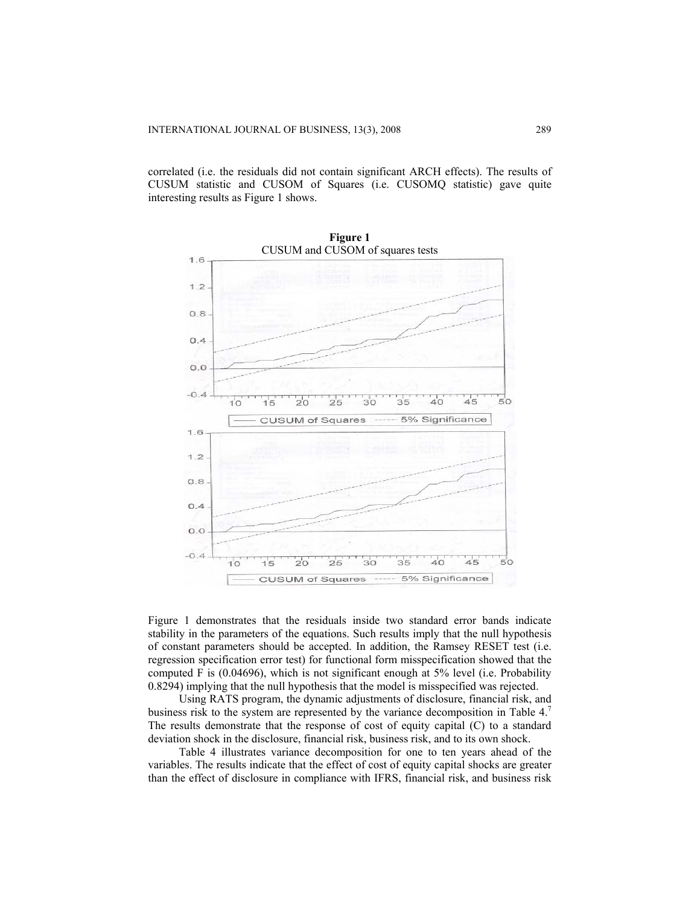correlated (i.e. the residuals did not contain significant ARCH effects). The results of CUSUM statistic and CUSOM of Squares (i.e. CUSOMQ statistic) gave quite interesting results as Figure 1 shows.

**Figure 1**
CUSUM and CUSOM of squares tests

Figure 1 demonstrates that the residuals inside two standard error bands indicate stability in the parameters of the equations. Such results imply that the null hypothesis of constant parameters should be accepted. In addition, the Ramsey RESET test (i.e. regression specification error test) for functional form misspecification showed that the computed F is (0.04696), which is not significant enough at 5% level (i.e. Probability 0.8294) implying that the null hypothesis that the model is misspecified was rejected.

Using RATS program, the dynamic adjustments of disclosure, financial risk, and business risk to the system are represented by the variance decomposition in Table 4.[7] The results demonstrate that the response of cost of equity capital (C) to a standard deviation shock in the disclosure, financial risk, business risk, and to its own shock.

Table 4 illustrates variance decomposition for one to ten years ahead of the variables. The results indicate that the effect of cost of equity capital shocks are greater than the effect of disclosure in compliance with IFRS, financial risk, and business risk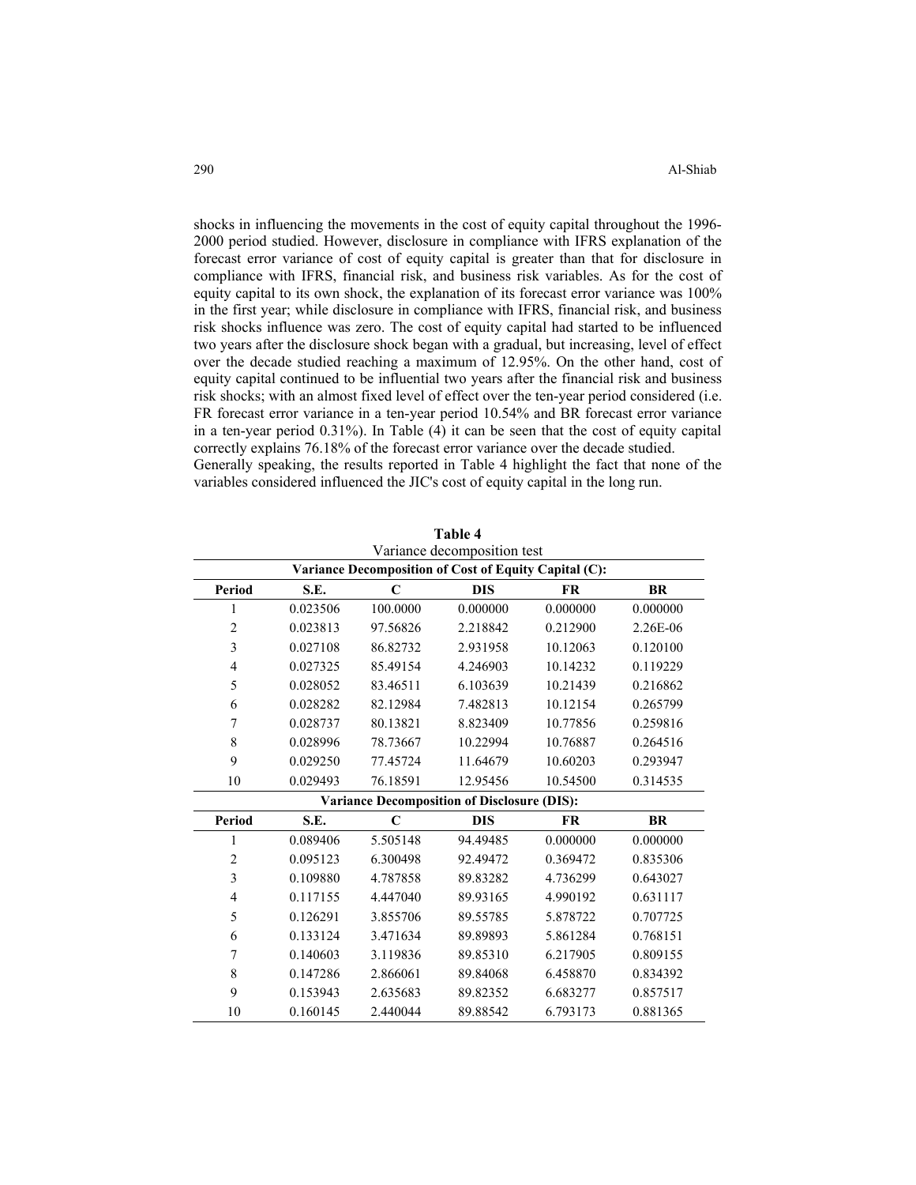shocks in influencing the movements in the cost of equity capital throughout the 1996-2000 period studied. However, disclosure in compliance with IFRS explanation of the forecast error variance of cost of equity capital is greater than that for disclosure in compliance with IFRS, financial risk, and business risk variables. As for the cost of equity capital to its own shock, the explanation of its forecast error variance was 100% in the first year; while disclosure in compliance with IFRS, financial risk, and business risk shocks influence was zero. The cost of equity capital had started to be influenced two years after the disclosure shock began with a gradual, but increasing, level of effect over the decade studied reaching a maximum of 12.95%. On the other hand, cost of equity capital continued to be influential two years after the financial risk and business risk shocks; with an almost fixed level of effect over the ten-year period considered (i.e. FR forecast error variance in a ten-year period 10.54% and BR forecast error variance in a ten-year period 0.31%). In Table (4) it can be seen that the cost of equity capital correctly explains 76.18% of the forecast error variance over the decade studied.

Generally speaking, the results reported in Table 4 highlight the fact that none of the variables considered influenced the JIC's cost of equity capital in the long run.

**Table 4**
Variance decomposition test

| Variance Decomposition of Cost of Equity Capital (C): | | | | | |
|---|---|---|---|---|---|
| **Period** | **S.E.** | **C** | **DIS** | **FR** | **BR** |
| 1 | 0.023506 | 100.0000 | 0.000000 | 0.000000 | 0.000000 |
| 2 | 0.023813 | 97.56826 | 2.218842 | 0.212900 | 2.26E-06 |
| 3 | 0.027108 | 86.82732 | 2.931958 | 10.12063 | 0.120100 |
| 4 | 0.027325 | 85.49154 | 4.246903 | 10.14232 | 0.119229 |
| 5 | 0.028052 | 83.46511 | 6.103639 | 10.21439 | 0.216862 |
| 6 | 0.028282 | 82.12984 | 7.482813 | 10.12154 | 0.265799 |
| 7 | 0.028737 | 80.13821 | 8.823409 | 10.77856 | 0.259816 |
| 8 | 0.028996 | 78.73667 | 10.22994 | 10.76887 | 0.264516 |
| 9 | 0.029250 | 77.45724 | 11.64679 | 10.60203 | 0.293947 |
| 10 | 0.029493 | 76.18591 | 12.95456 | 10.54500 | 0.314535 |
| **Variance Decomposition of Disclosure (DIS):** | | | | | |
| **Period** | **S.E.** | **C** | **DIS** | **FR** | **BR** |
| 1 | 0.089406 | 5.505148 | 94.49485 | 0.000000 | 0.000000 |
| 2 | 0.095123 | 6.300498 | 92.49472 | 0.369472 | 0.835306 |
| 3 | 0.109880 | 4.787858 | 89.83282 | 4.736299 | 0.643027 |
| 4 | 0.117155 | 4.447040 | 89.93165 | 4.990192 | 0.631117 |
| 5 | 0.126291 | 3.855706 | 89.55785 | 5.878722 | 0.707725 |
| 6 | 0.133124 | 3.471634 | 89.89893 | 5.861284 | 0.768151 |
| 7 | 0.140603 | 3.119836 | 89.85310 | 6.217905 | 0.809155 |
| 8 | 0.147286 | 2.866061 | 89.84068 | 6.458870 | 0.834392 |
| 9 | 0.153943 | 2.635683 | 89.82352 | 6.683277 | 0.857517 |
| 10 | 0.160145 | 2.440044 | 89.88542 | 6.793173 | 0.881365 |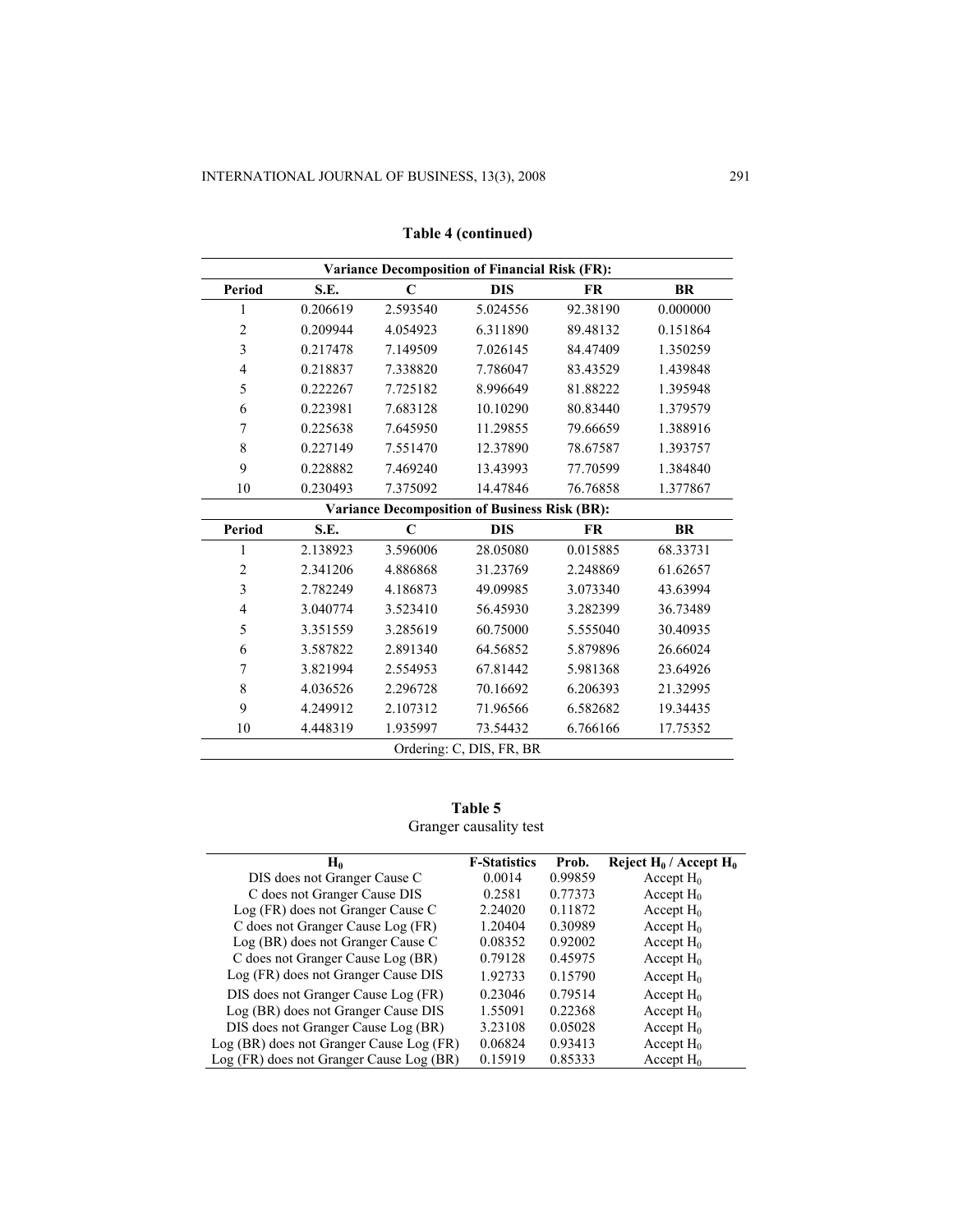**Table 4 (continued)**

| Variance Decomposition of Financial Risk (FR): | | | | | |
|---|---|---|---|---|---|
| **Period** | **S.E.** | **C** | **DIS** | **FR** | **BR** |
| 1 | 0.206619 | 2.593540 | 5.024556 | 92.38190 | 0.000000 |
| 2 | 0.209944 | 4.054923 | 6.311890 | 89.48132 | 0.151864 |
| 3 | 0.217478 | 7.149509 | 7.026145 | 84.47409 | 1.350259 |
| 4 | 0.218837 | 7.338820 | 7.786047 | 83.43529 | 1.439848 |
| 5 | 0.222267 | 7.725182 | 8.996649 | 81.88222 | 1.395948 |
| 6 | 0.223981 | 7.683128 | 10.10290 | 80.83440 | 1.379579 |
| 7 | 0.225638 | 7.645950 | 11.29855 | 79.66659 | 1.388916 |
| 8 | 0.227149 | 7.551470 | 12.37890 | 78.67587 | 1.393757 |
| 9 | 0.228882 | 7.469240 | 13.43993 | 77.70599 | 1.384840 |
| 10 | 0.230493 | 7.375092 | 14.47846 | 76.76858 | 1.377867 |
| **Variance Decomposition of Business Risk (BR):** | | | | | |
| **Period** | **S.E.** | **C** | **DIS** | **FR** | **BR** |
| 1 | 2.138923 | 3.596006 | 28.05080 | 0.015885 | 68.33731 |
| 2 | 2.341206 | 4.886868 | 31.23769 | 2.248869 | 61.62657 |
| 3 | 2.782249 | 4.186873 | 49.09985 | 3.073340 | 43.63994 |
| 4 | 3.040774 | 3.523410 | 56.45930 | 3.282399 | 36.73489 |
| 5 | 3.351559 | 3.285619 | 60.75000 | 5.555040 | 30.40935 |
| 6 | 3.587822 | 2.891340 | 64.56852 | 5.879896 | 26.66024 |
| 7 | 3.821994 | 2.554953 | 67.81442 | 5.981368 | 23.64926 |
| 8 | 4.036526 | 2.296728 | 70.16692 | 6.206393 | 21.32995 |
| 9 | 4.249912 | 2.107312 | 71.96566 | 6.582682 | 19.34435 |
| 10 | 4.448319 | 1.935997 | 73.54432 | 6.766166 | 17.75352 |
| Ordering: C, DIS, FR, BR | | | | | |

**Table 5**
Granger causality test

| $H_0$ | F-Statistics | Prob. | Reject $H_0$ / Accept $H_0$ |
|---|---|---|---|
| DIS does not Granger Cause C | 0.0014 | 0.99859 | Accept $H_0$ |
| C does not Granger Cause DIS | 0.2581 | 0.77373 | Accept $H_0$ |
| Log (FR) does not Granger Cause C | 2.24020 | 0.11872 | Accept $H_0$ |
| C does not Granger Cause Log (FR) | 1.20404 | 0.30989 | Accept $H_0$ |
| Log (BR) does not Granger Cause C | 0.08352 | 0.92002 | Accept $H_0$ |
| C does not Granger Cause Log (BR) | 0.79128 | 0.45975 | Accept $H_0$ |
| Log (FR) does not Granger Cause DIS | 1.92733 | 0.15790 | Accept $H_0$ |
| DIS does not Granger Cause Log (FR) | 0.23046 | 0.79514 | Accept $H_0$ |
| Log (BR) does not Granger Cause DIS | 1.55091 | 0.22368 | Accept $H_0$ |
| DIS does not Granger Cause Log (BR) | 3.23108 | 0.05028 | Accept $H_0$ |
| Log (BR) does not Granger Cause Log (FR) | 0.06824 | 0.93413 | Accept $H_0$ |
| Log (FR) does not Granger Cause Log (BR) | 0.15919 | 0.85333 | Accept $H_0$ |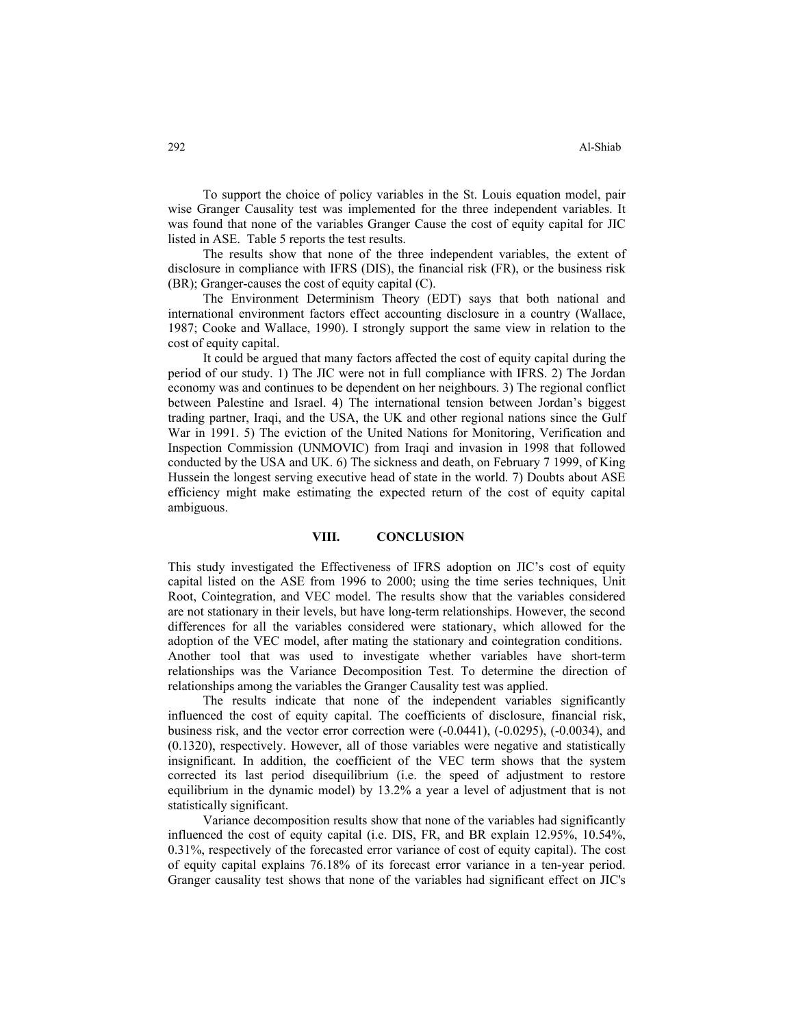To support the choice of policy variables in the St. Louis equation model, pair wise Granger Causality test was implemented for the three independent variables. It was found that none of the variables Granger Cause the cost of equity capital for JIC listed in ASE. Table 5 reports the test results.

The results show that none of the three independent variables, the extent of disclosure in compliance with IFRS (DIS), the financial risk (FR), or the business risk (BR); Granger-causes the cost of equity capital (C).

The Environment Determinism Theory (EDT) says that both national and international environment factors effect accounting disclosure in a country (Wallace, 1987; Cooke and Wallace, 1990). I strongly support the same view in relation to the cost of equity capital.

It could be argued that many factors affected the cost of equity capital during the period of our study. 1) The JIC were not in full compliance with IFRS. 2) The Jordan economy was and continues to be dependent on her neighbours. 3) The regional conflict between Palestine and Israel. 4) The international tension between Jordan's biggest trading partner, Iraqi, and the USA, the UK and other regional nations since the Gulf War in 1991. 5) The eviction of the United Nations for Monitoring, Verification and Inspection Commission (UNMOVIC) from Iraqi and invasion in 1998 that followed conducted by the USA and UK. 6) The sickness and death, on February 7 1999, of King Hussein the longest serving executive head of state in the world. 7) Doubts about ASE efficiency might make estimating the expected return of the cost of equity capital ambiguous.

## VIII. CONCLUSION

This study investigated the Effectiveness of IFRS adoption on JIC's cost of equity capital listed on the ASE from 1996 to 2000; using the time series techniques, Unit Root, Cointegration, and VEC model. The results show that the variables considered are not stationary in their levels, but have long-term relationships. However, the second differences for all the variables considered were stationary, which allowed for the adoption of the VEC model, after mating the stationary and cointegration conditions. Another tool that was used to investigate whether variables have short-term relationships was the Variance Decomposition Test. To determine the direction of relationships among the variables the Granger Causality test was applied.

The results indicate that none of the independent variables significantly influenced the cost of equity capital. The coefficients of disclosure, financial risk, business risk, and the vector error correction were (-0.0441), (-0.0295), (-0.0034), and (0.1320), respectively. However, all of those variables were negative and statistically insignificant. In addition, the coefficient of the VEC term shows that the system corrected its last period disequilibrium (i.e. the speed of adjustment to restore equilibrium in the dynamic model) by 13.2% a year a level of adjustment that is not statistically significant.

Variance decomposition results show that none of the variables had significantly influenced the cost of equity capital (i.e. DIS, FR, and BR explain 12.95%, 10.54%, 0.31%, respectively of the forecasted error variance of cost of equity capital). The cost of equity capital explains 76.18% of its forecast error variance in a ten-year period. Granger causality test shows that none of the variables had significant effect on JIC's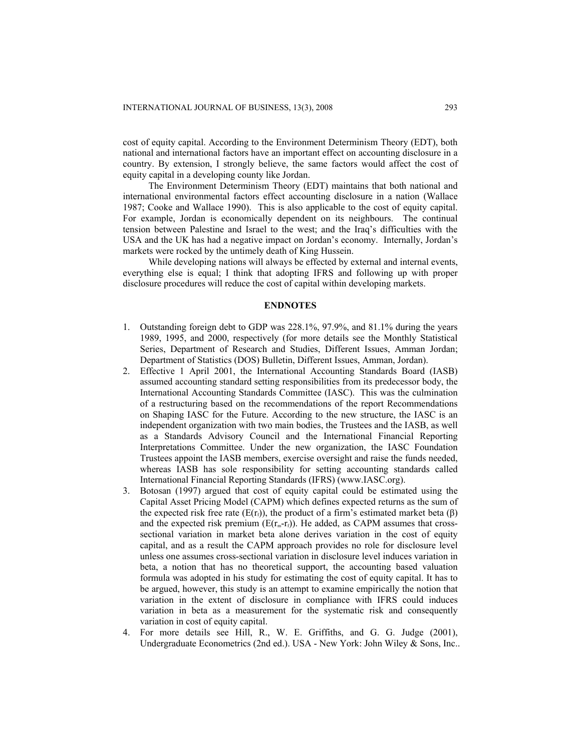cost of equity capital. According to the Environment Determinism Theory (EDT), both national and international factors have an important effect on accounting disclosure in a country. By extension, I strongly believe, the same factors would affect the cost of equity capital in a developing county like Jordan.

The Environment Determinism Theory (EDT) maintains that both national and international environmental factors effect accounting disclosure in a nation (Wallace 1987; Cooke and Wallace 1990). This is also applicable to the cost of equity capital. For example, Jordan is economically dependent on its neighbours. The continual tension between Palestine and Israel to the west; and the Iraq's difficulties with the USA and the UK has had a negative impact on Jordan's economy. Internally, Jordan's markets were rocked by the untimely death of King Hussein.

While developing nations will always be effected by external and internal events, everything else is equal; I think that adopting IFRS and following up with proper disclosure procedures will reduce the cost of capital within developing markets.

## ENDNOTES

1. Outstanding foreign debt to GDP was 228.1%, 97.9%, and 81.1% during the years 1989, 1995, and 2000, respectively (for more details see the Monthly Statistical Series, Department of Research and Studies, Different Issues, Amman Jordan; Department of Statistics (DOS) Bulletin, Different Issues, Amman, Jordan).
2. Effective 1 April 2001, the International Accounting Standards Board (IASB) assumed accounting standard setting responsibilities from its predecessor body, the International Accounting Standards Committee (IASC). This was the culmination of a restructuring based on the recommendations of the report Recommendations on Shaping IASC for the Future. According to the new structure, the IASC is an independent organization with two main bodies, the Trustees and the IASB, as well as a Standards Advisory Council and the International Financial Reporting Interpretations Committee. Under the new organization, the IASC Foundation Trustees appoint the IASB members, exercise oversight and raise the funds needed, whereas IASB has sole responsibility for setting accounting standards called International Financial Reporting Standards (IFRS) (www.IASC.org).
3. Botosan (1997) argued that cost of equity capital could be estimated using the Capital Asset Pricing Model (CAPM) which defines expected returns as the sum of the expected risk free rate ($E(r_f)$), the product of a firm's estimated market beta ($\beta$) and the expected risk premium ($E(r_m - r_f)$). He added, as CAPM assumes that cross-sectional variation in market beta alone derives variation in the cost of equity capital, and as a result the CAPM approach provides no role for disclosure level unless one assumes cross-sectional variation in disclosure level induces variation in beta, a notion that has no theoretical support, the accounting based valuation formula was adopted in his study for estimating the cost of equity capital. It has to be argued, however, this study is an attempt to examine empirically the notion that variation in the extent of disclosure in compliance with IFRS could induces variation in beta as a measurement for the systematic risk and consequently variation in cost of equity capital.
4. For more details see Hill, R., W. E. Griffiths, and G. G. Judge (2001), Undergraduate Econometrics (2nd ed.). USA - New York: John Wiley & Sons, Inc..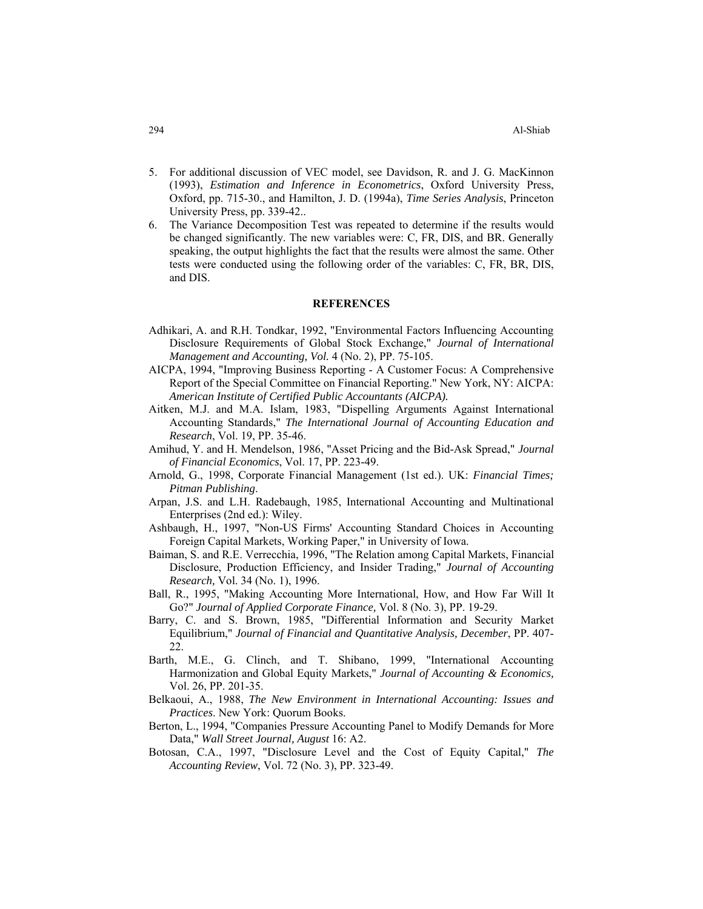5. For additional discussion of VEC model, see Davidson, R. and J. G. MacKinnon (1993), *Estimation and Inference in Econometrics*, Oxford University Press, Oxford, pp. 715-30., and Hamilton, J. D. (1994a), *Time Series Analysis*, Princeton University Press, pp. 339-42..
6. The Variance Decomposition Test was repeated to determine if the results would be changed significantly. The new variables were: C, FR, DIS, and BR. Generally speaking, the output highlights the fact that the results were almost the same. Other tests were conducted using the following order of the variables: C, FR, BR, DIS, and DIS.

## REFERENCES

Adhikari, A. and R.H. Tondkar, 1992, "Environmental Factors Influencing Accounting Disclosure Requirements of Global Stock Exchange," *Journal of International Management and Accounting, Vol.* 4 (No. 2), PP. 75-105.

AICPA, 1994, "Improving Business Reporting - A Customer Focus: A Comprehensive Report of the Special Committee on Financial Reporting." New York, NY: AICPA: *American Institute of Certified Public Accountants (AICPA).*

Aitken, M.J. and M.A. Islam, 1983, "Dispelling Arguments Against International Accounting Standards," *The International Journal of Accounting Education and Research*, Vol. 19, PP. 35-46.

Amihud, Y. and H. Mendelson, 1986, "Asset Pricing and the Bid-Ask Spread," *Journal of Financial Economics*, Vol. 17, PP. 223-49.

Arnold, G., 1998, Corporate Financial Management (1st ed.). UK: *Financial Times; Pitman Publishing*.

Arpan, J.S. and L.H. Radebaugh, 1985, International Accounting and Multinational Enterprises (2nd ed.): Wiley.

Ashbaugh, H., 1997, "Non-US Firms' Accounting Standard Choices in Accounting Foreign Capital Markets, Working Paper," in University of Iowa.

Baiman, S. and R.E. Verrecchia, 1996, "The Relation among Capital Markets, Financial Disclosure, Production Efficiency, and Insider Trading," *Journal of Accounting Research,* Vol. 34 (No. 1), 1996.

Ball, R., 1995, "Making Accounting More International, How, and How Far Will It Go?" *Journal of Applied Corporate Finance,* Vol. 8 (No. 3), PP. 19-29.

Barry, C. and S. Brown, 1985, "Differential Information and Security Market Equilibrium," *Journal of Financial and Quantitative Analysis, December*, PP. 407-22.

Barth, M.E., G. Clinch, and T. Shibano, 1999, "International Accounting Harmonization and Global Equity Markets," *Journal of Accounting & Economics,* Vol. 26, PP. 201-35.

Belkaoui, A., 1988, *The New Environment in International Accounting: Issues and Practices*. New York: Quorum Books.

Berton, L., 1994, "Companies Pressure Accounting Panel to Modify Demands for More Data," *Wall Street Journal, August* 16: A2.

Botosan, C.A., 1997, "Disclosure Level and the Cost of Equity Capital," *The Accounting Review*, Vol. 72 (No. 3), PP. 323-49.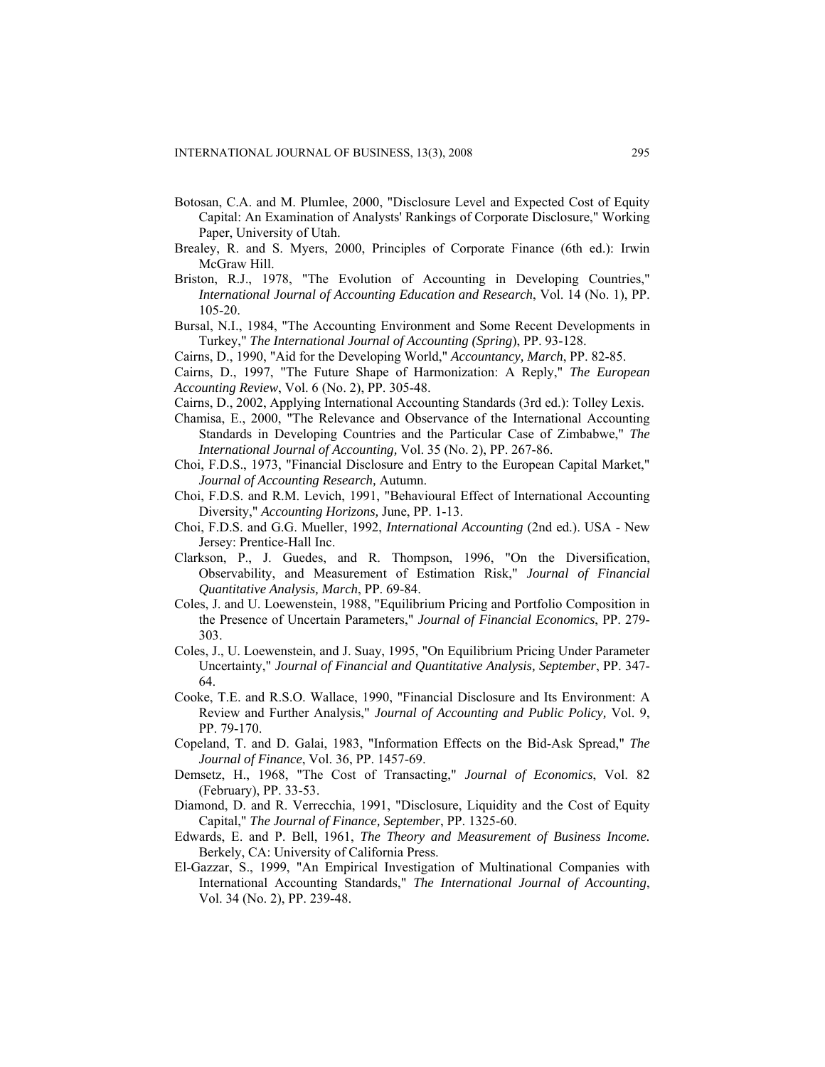Botosan, C.A. and M. Plumlee, 2000, "Disclosure Level and Expected Cost of Equity Capital: An Examination of Analysts' Rankings of Corporate Disclosure," Working Paper, University of Utah.

Brealey, R. and S. Myers, 2000, Principles of Corporate Finance (6th ed.): Irwin McGraw Hill.

Briston, R.J., 1978, "The Evolution of Accounting in Developing Countries," *International Journal of Accounting Education and Research*, Vol. 14 (No. 1), PP. 105-20.

Bursal, N.I., 1984, "The Accounting Environment and Some Recent Developments in Turkey," *The International Journal of Accounting (Spring)*, PP. 93-128.

Cairns, D., 1990, "Aid for the Developing World," *Accountancy, March*, PP. 82-85.

Cairns, D., 1997, "The Future Shape of Harmonization: A Reply," *The European Accounting Review*, Vol. 6 (No. 2), PP. 305-48.

Cairns, D., 2002, Applying International Accounting Standards (3rd ed.): Tolley Lexis.

Chamisa, E., 2000, "The Relevance and Observance of the International Accounting Standards in Developing Countries and the Particular Case of Zimbabwe," *The International Journal of Accounting,* Vol. 35 (No. 2), PP. 267-86.

Choi, F.D.S., 1973, "Financial Disclosure and Entry to the European Capital Market," *Journal of Accounting Research,* Autumn.

Choi, F.D.S. and R.M. Levich, 1991, "Behavioural Effect of International Accounting Diversity," *Accounting Horizons,* June, PP. 1-13.

Choi, F.D.S. and G.G. Mueller, 1992, *International Accounting* (2nd ed.). USA - New Jersey: Prentice-Hall Inc.

Clarkson, P., J. Guedes, and R. Thompson, 1996, "On the Diversification, Observability, and Measurement of Estimation Risk," *Journal of Financial Quantitative Analysis, March*, PP. 69-84.

Coles, J. and U. Loewenstein, 1988, "Equilibrium Pricing and Portfolio Composition in the Presence of Uncertain Parameters," *Journal of Financial Economics*, PP. 279-303.

Coles, J., U. Loewenstein, and J. Suay, 1995, "On Equilibrium Pricing Under Parameter Uncertainty," *Journal of Financial and Quantitative Analysis, September*, PP. 347-64.

Cooke, T.E. and R.S.O. Wallace, 1990, "Financial Disclosure and Its Environment: A Review and Further Analysis," *Journal of Accounting and Public Policy,* Vol. 9, PP. 79-170.

Copeland, T. and D. Galai, 1983, "Information Effects on the Bid-Ask Spread," *The Journal of Finance*, Vol. 36, PP. 1457-69.

Demsetz, H., 1968, "The Cost of Transacting," *Journal of Economics*, Vol. 82 (February), PP. 33-53.

Diamond, D. and R. Verrecchia, 1991, "Disclosure, Liquidity and the Cost of Equity Capital," *The Journal of Finance, September*, PP. 1325-60.

Edwards, E. and P. Bell, 1961, *The Theory and Measurement of Business Income.* Berkely, CA: University of California Press.

El-Gazzar, S., 1999, "An Empirical Investigation of Multinational Companies with International Accounting Standards," *The International Journal of Accounting*, Vol. 34 (No. 2), PP. 239-48.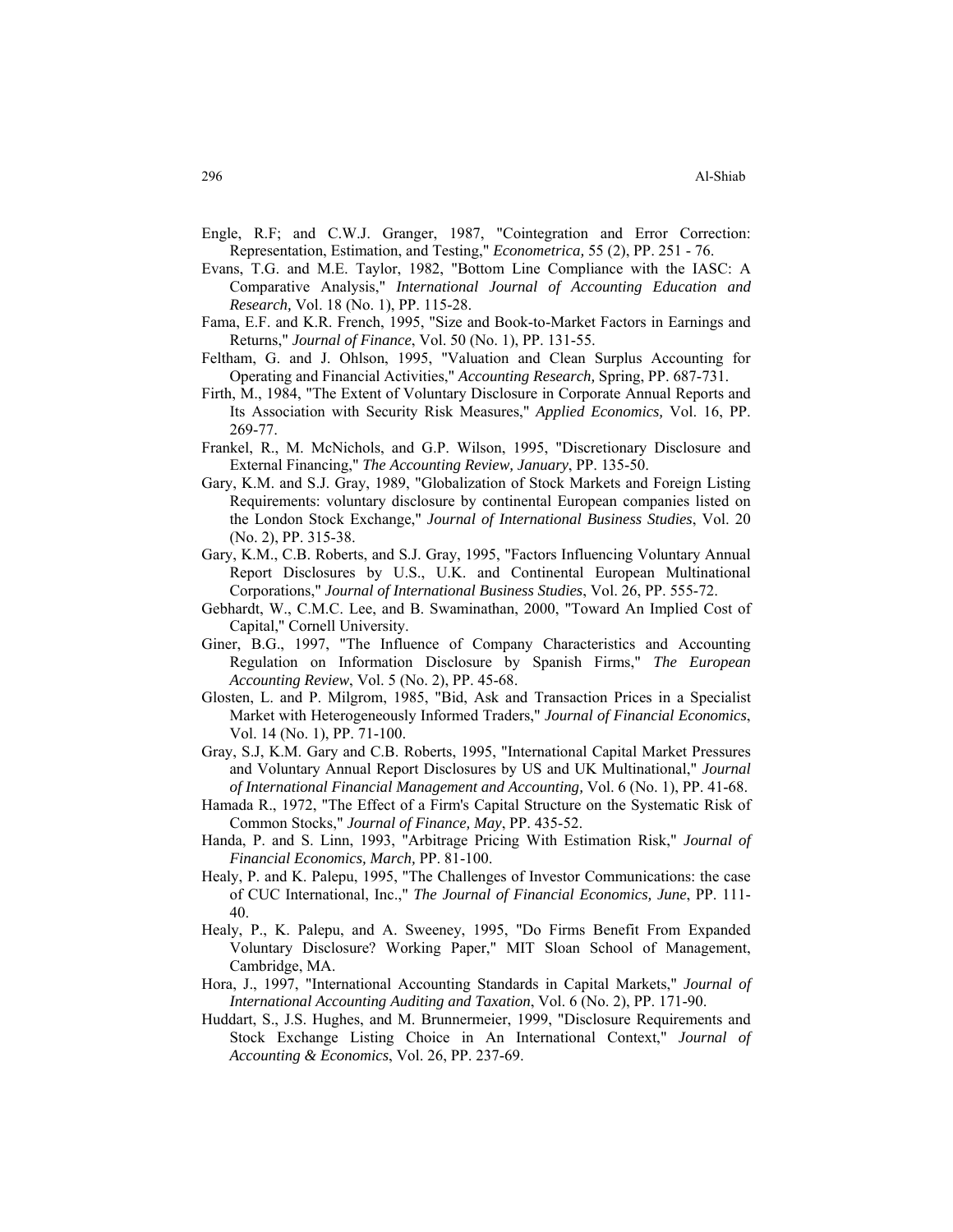Engle, R.F; and C.W.J. Granger, 1987, "Cointegration and Error Correction: Representation, Estimation, and Testing," *Econometrica,* 55 (2), PP. 251 - 76.

Evans, T.G. and M.E. Taylor, 1982, "Bottom Line Compliance with the IASC: A Comparative Analysis," *International Journal of Accounting Education and Research,* Vol. 18 (No. 1), PP. 115-28.

Fama, E.F. and K.R. French, 1995, "Size and Book-to-Market Factors in Earnings and Returns," *Journal of Finance*, Vol. 50 (No. 1), PP. 131-55.

Feltham, G. and J. Ohlson, 1995, "Valuation and Clean Surplus Accounting for Operating and Financial Activities," *Accounting Research,* Spring, PP. 687-731.

Firth, M., 1984, "The Extent of Voluntary Disclosure in Corporate Annual Reports and Its Association with Security Risk Measures," *Applied Economics,* Vol. 16, PP. 269-77.

Frankel, R., M. McNichols, and G.P. Wilson, 1995, "Discretionary Disclosure and External Financing," *The Accounting Review, January*, PP. 135-50.

Gary, K.M. and S.J. Gray, 1989, "Globalization of Stock Markets and Foreign Listing Requirements: voluntary disclosure by continental European companies listed on the London Stock Exchange," *Journal of International Business Studies*, Vol. 20 (No. 2), PP. 315-38.

Gary, K.M., C.B. Roberts, and S.J. Gray, 1995, "Factors Influencing Voluntary Annual Report Disclosures by U.S., U.K. and Continental European Multinational Corporations," *Journal of International Business Studies*, Vol. 26, PP. 555-72.

Gebhardt, W., C.M.C. Lee, and B. Swaminathan, 2000, "Toward An Implied Cost of Capital," Cornell University.

Giner, B.G., 1997, "The Influence of Company Characteristics and Accounting Regulation on Information Disclosure by Spanish Firms," *The European Accounting Review*, Vol. 5 (No. 2), PP. 45-68.

Glosten, L. and P. Milgrom, 1985, "Bid, Ask and Transaction Prices in a Specialist Market with Heterogeneously Informed Traders," *Journal of Financial Economics*, Vol. 14 (No. 1), PP. 71-100.

Gray, S.J, K.M. Gary and C.B. Roberts, 1995, "International Capital Market Pressures and Voluntary Annual Report Disclosures by US and UK Multinational," *Journal of International Financial Management and Accounting,* Vol. 6 (No. 1), PP. 41-68.

Hamada R., 1972, "The Effect of a Firm's Capital Structure on the Systematic Risk of Common Stocks," *Journal of Finance, May*, PP. 435-52.

Handa, P. and S. Linn, 1993, "Arbitrage Pricing With Estimation Risk," *Journal of Financial Economics, March,* PP. 81-100.

Healy, P. and K. Palepu, 1995, "The Challenges of Investor Communications: the case of CUC International, Inc.," *The Journal of Financial Economics, June*, PP. 111-40.

Healy, P., K. Palepu, and A. Sweeney, 1995, "Do Firms Benefit From Expanded Voluntary Disclosure? Working Paper," MIT Sloan School of Management, Cambridge, MA.

Hora, J., 1997, "International Accounting Standards in Capital Markets," *Journal of International Accounting Auditing and Taxation*, Vol. 6 (No. 2), PP. 171-90.

Huddart, S., J.S. Hughes, and M. Brunnermeier, 1999, "Disclosure Requirements and Stock Exchange Listing Choice in An International Context," *Journal of Accounting & Economics*, Vol. 26, PP. 237-69.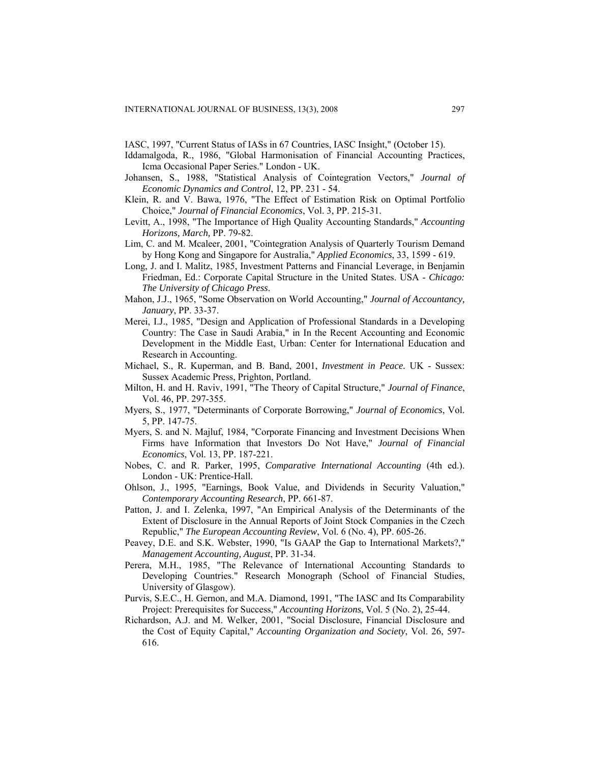IASC, 1997, "Current Status of IASs in 67 Countries, IASC Insight," (October 15).

Iddamalgoda, R., 1986, "Global Harmonisation of Financial Accounting Practices, Icma Occasional Paper Series." London - UK.

Johansen, S., 1988, "Statistical Analysis of Cointegration Vectors," *Journal of Economic Dynamics and Control*, 12, PP. 231 - 54.

Klein, R. and V. Bawa, 1976, "The Effect of Estimation Risk on Optimal Portfolio Choice," *Journal of Financial Economics*, Vol. 3, PP. 215-31.

Levitt, A., 1998, "The Importance of High Quality Accounting Standards," *Accounting Horizons, March,* PP. 79-82.

Lim, C. and M. Mcaleer, 2001, "Cointegration Analysis of Quarterly Tourism Demand by Hong Kong and Singapore for Australia," *Applied Economics*, 33, 1599 - 619.

Long, J. and I. Malitz, 1985, Investment Patterns and Financial Leverage, in Benjamin Friedman, Ed.: Corporate Capital Structure in the United States. USA - *Chicago: The University of Chicago Press*.

Mahon, J.J., 1965, "Some Observation on World Accounting," *Journal of Accountancy, January*, PP. 33-37.

Merei, I.J., 1985, "Design and Application of Professional Standards in a Developing Country: The Case in Saudi Arabia," in In the Recent Accounting and Economic Development in the Middle East, Urban: Center for International Education and Research in Accounting.

Michael, S., R. Kuperman, and B. Band, 2001, *Investment in Peace.* UK - Sussex: Sussex Academic Press, Prighton, Portland.

Milton, H. and H. Raviv, 1991, "The Theory of Capital Structure," *Journal of Finance*, Vol. 46, PP. 297-355.

Myers, S., 1977, "Determinants of Corporate Borrowing," *Journal of Economics*, Vol. 5, PP. 147-75.

Myers, S. and N. Majluf, 1984, "Corporate Financing and Investment Decisions When Firms have Information that Investors Do Not Have," *Journal of Financial Economics*, Vol. 13, PP. 187-221.

Nobes, C. and R. Parker, 1995, *Comparative International Accounting* (4th ed.). London - UK: Prentice-Hall.

Ohlson, J., 1995, "Earnings, Book Value, and Dividends in Security Valuation," *Contemporary Accounting Research*, PP. 661-87.

Patton, J. and I. Zelenka, 1997, "An Empirical Analysis of the Determinants of the Extent of Disclosure in the Annual Reports of Joint Stock Companies in the Czech Republic," *The European Accounting Review*, Vol. 6 (No. 4), PP. 605-26.

Peavey, D.E. and S.K. Webster, 1990, "Is GAAP the Gap to International Markets?," *Management Accounting, August*, PP. 31-34.

Perera, M.H., 1985, "The Relevance of International Accounting Standards to Developing Countries." Research Monograph (School of Financial Studies, University of Glasgow).

Purvis, S.E.C., H. Gernon, and M.A. Diamond, 1991, "The IASC and Its Comparability Project: Prerequisites for Success," *Accounting Horizons*, Vol. 5 (No. 2), 25-44.

Richardson, A.J. and M. Welker, 2001, "Social Disclosure, Financial Disclosure and the Cost of Equity Capital," *Accounting Organization and Society*, Vol. 26, 597-616.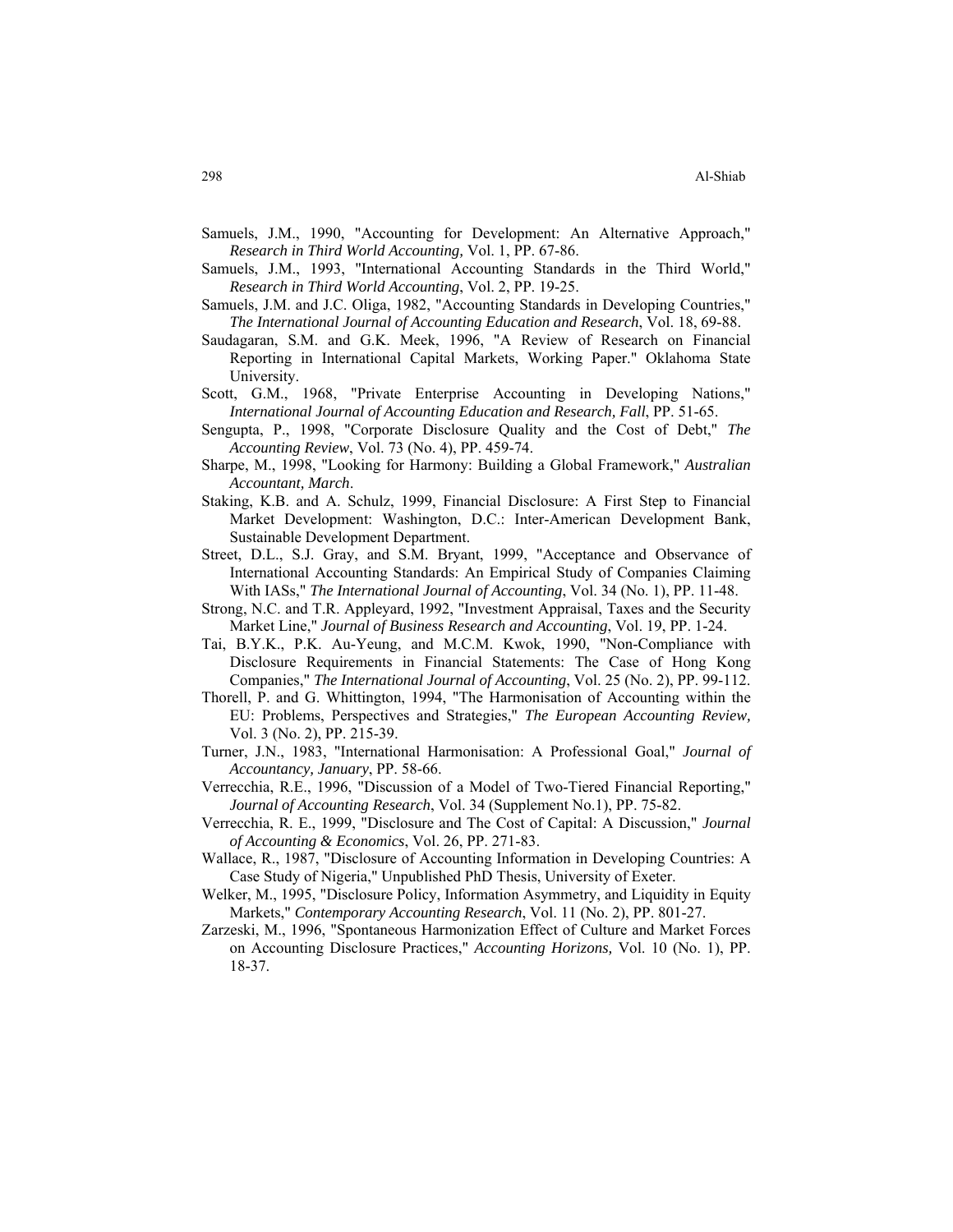Samuels, J.M., 1990, "Accounting for Development: An Alternative Approach," *Research in Third World Accounting,* Vol. 1, PP. 67-86.

Samuels, J.M., 1993, "International Accounting Standards in the Third World," *Research in Third World Accounting*, Vol. 2, PP. 19-25.

Samuels, J.M. and J.C. Oliga, 1982, "Accounting Standards in Developing Countries," *The International Journal of Accounting Education and Research*, Vol. 18, 69-88.

Saudagaran, S.M. and G.K. Meek, 1996, "A Review of Research on Financial Reporting in International Capital Markets, Working Paper." Oklahoma State University.

Scott, G.M., 1968, "Private Enterprise Accounting in Developing Nations," *International Journal of Accounting Education and Research, Fall*, PP. 51-65.

Sengupta, P., 1998, "Corporate Disclosure Quality and the Cost of Debt," *The Accounting Review*, Vol. 73 (No. 4), PP. 459-74.

Sharpe, M., 1998, "Looking for Harmony: Building a Global Framework," *Australian Accountant, March*.

Staking, K.B. and A. Schulz, 1999, Financial Disclosure: A First Step to Financial Market Development: Washington, D.C.: Inter-American Development Bank, Sustainable Development Department.

Street, D.L., S.J. Gray, and S.M. Bryant, 1999, "Acceptance and Observance of International Accounting Standards: An Empirical Study of Companies Claiming With IASs," *The International Journal of Accounting*, Vol. 34 (No. 1), PP. 11-48.

Strong, N.C. and T.R. Appleyard, 1992, "Investment Appraisal, Taxes and the Security Market Line," *Journal of Business Research and Accounting*, Vol. 19, PP. 1-24.

Tai, B.Y.K., P.K. Au-Yeung, and M.C.M. Kwok, 1990, "Non-Compliance with Disclosure Requirements in Financial Statements: The Case of Hong Kong Companies," *The International Journal of Accounting*, Vol. 25 (No. 2), PP. 99-112.

Thorell, P. and G. Whittington, 1994, "The Harmonisation of Accounting within the EU: Problems, Perspectives and Strategies," *The European Accounting Review,* Vol. 3 (No. 2), PP. 215-39.

Turner, J.N., 1983, "International Harmonisation: A Professional Goal," *Journal of Accountancy, January*, PP. 58-66.

Verrecchia, R.E., 1996, "Discussion of a Model of Two-Tiered Financial Reporting," *Journal of Accounting Research*, Vol. 34 (Supplement No.1), PP. 75-82.

Verrecchia, R. E., 1999, "Disclosure and The Cost of Capital: A Discussion," *Journal of Accounting & Economics*, Vol. 26, PP. 271-83.

Wallace, R., 1987, "Disclosure of Accounting Information in Developing Countries: A Case Study of Nigeria," Unpublished PhD Thesis, University of Exeter.

Welker, M., 1995, "Disclosure Policy, Information Asymmetry, and Liquidity in Equity Markets," *Contemporary Accounting Research*, Vol. 11 (No. 2), PP. 801-27.

Zarzeski, M., 1996, "Spontaneous Harmonization Effect of Culture and Market Forces on Accounting Disclosure Practices," *Accounting Horizons,* Vol. 10 (No. 1), PP. 18-37.